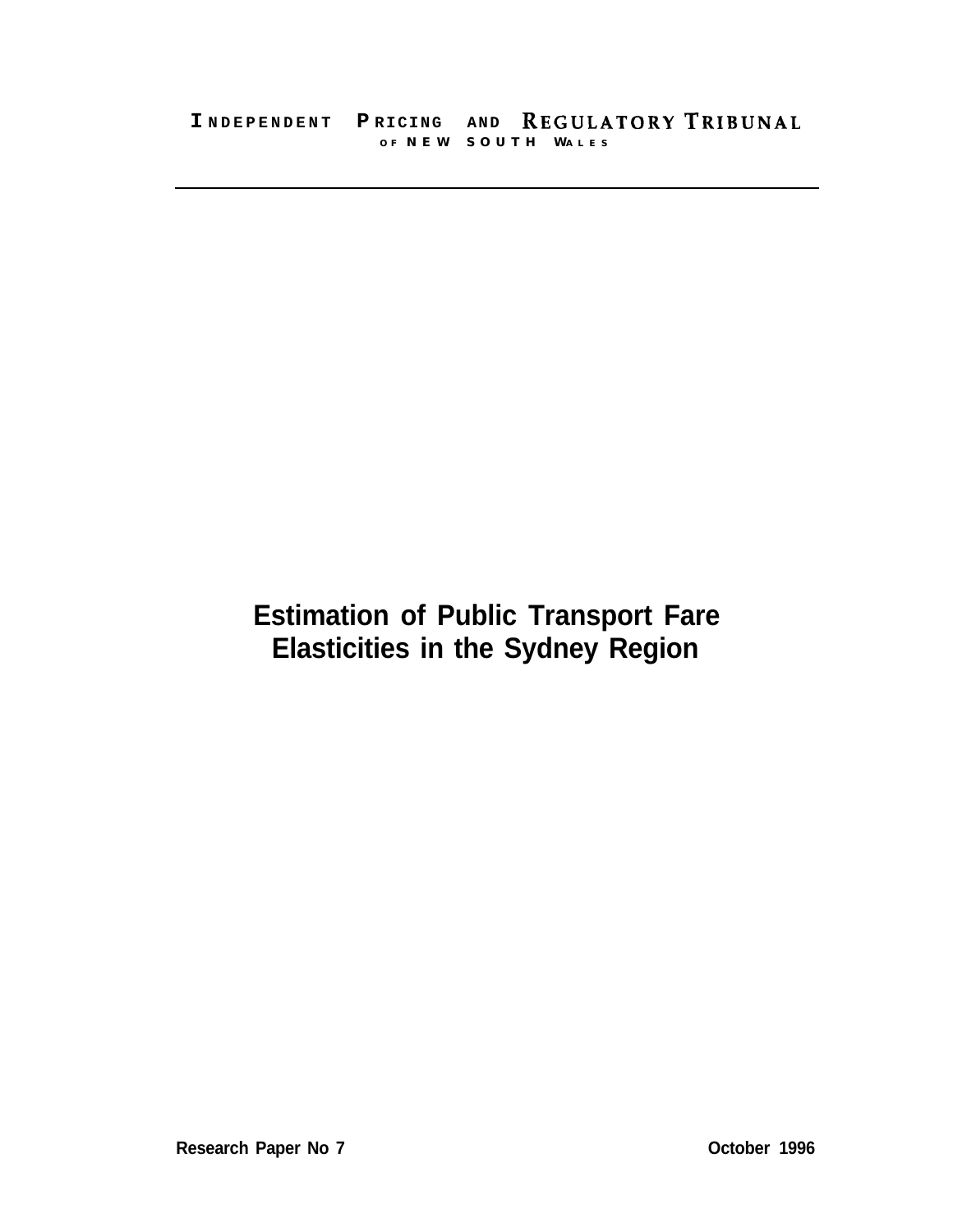INDEPENDENT PRICING AND REGULATORY TRIBUNAL
OF NEW SOUTH WALES

---

# Estimation of Public Transport Fare Elasticities in the Sydney Region

Research Paper No 7

October 1996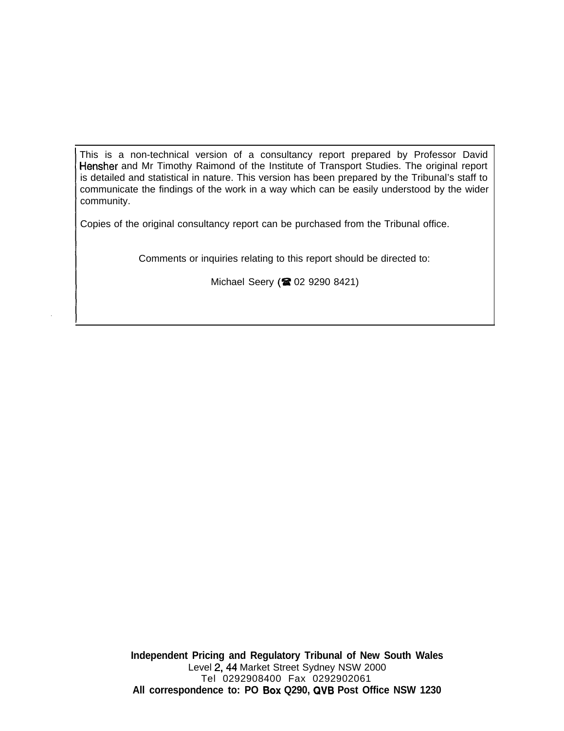This is a non-technical version of a consultancy report prepared by Professor David Hensher and Mr Timothy Raimond of the Institute of Transport Studies. The original report is detailed and statistical in nature. This version has been prepared by the Tribunal's staff to communicate the findings of the work in a way which can be easily understood by the wider community.

Copies of the original consultancy report can be purchased from the Tribunal office.

Comments or inquiries relating to this report should be directed to:

Michael Seery (☎ 02 9290 8421)

**Independent Pricing and Regulatory Tribunal of New South Wales**
Level 2, 44 Market Street Sydney NSW 2000
Tel 0292908400 Fax 0292902061
**All correspondence to: PO Box Q290, QVB Post Office NSW 1230**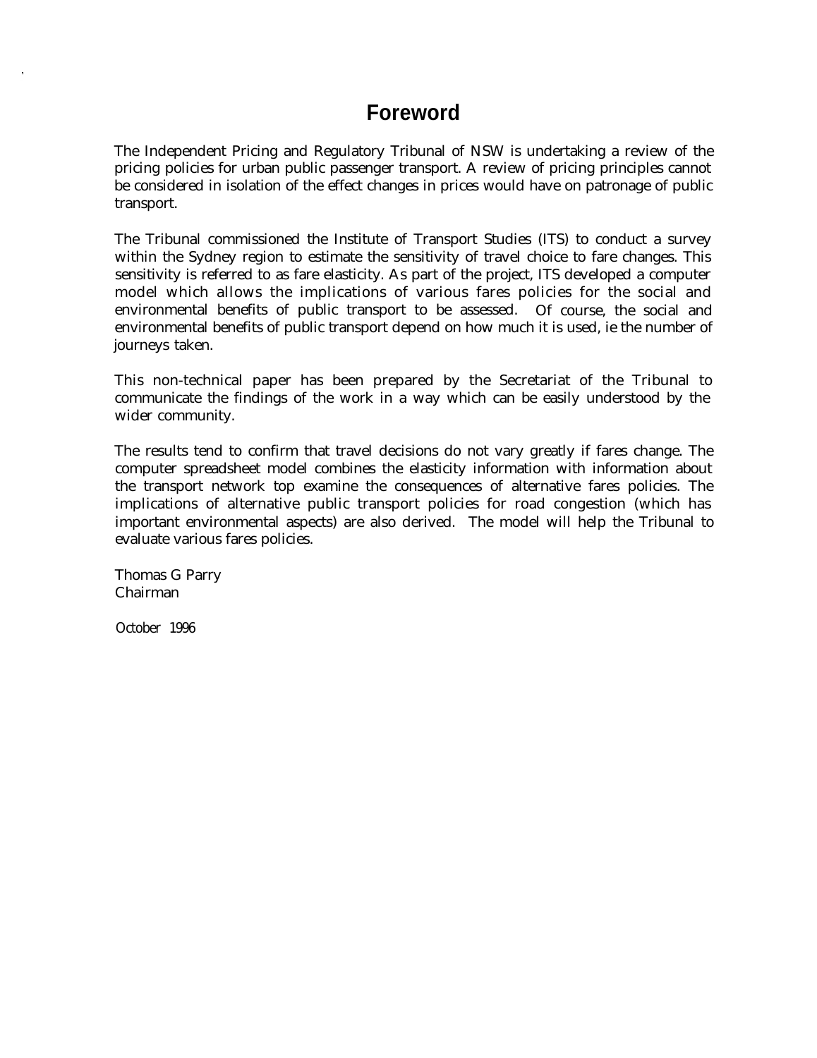# Foreword

The Independent Pricing and Regulatory Tribunal of NSW is undertaking a review of the pricing policies for urban public passenger transport. A review of pricing principles cannot be considered in isolation of the effect changes in prices would have on patronage of public transport.

The Tribunal commissioned the Institute of Transport Studies (ITS) to conduct a survey within the Sydney region to estimate the sensitivity of travel choice to fare changes. This sensitivity is referred to as fare elasticity. As part of the project, ITS developed a computer model which allows the implications of various fares policies for the social and environmental benefits of public transport to be assessed. Of course, the social and environmental benefits of public transport depend on how much it is used, ie the number of journeys taken.

This non-technical paper has been prepared by the Secretariat of the Tribunal to communicate the findings of the work in a way which can be easily understood by the wider community.

The results tend to confirm that travel decisions do not vary greatly if fares change. The computer spreadsheet model combines the elasticity information with information about the transport network top examine the consequences of alternative fares policies. The implications of alternative public transport policies for road congestion (which has important environmental aspects) are also derived. The model will help the Tribunal to evaluate various fares policies.

Thomas G Parry
Chairman

October 1996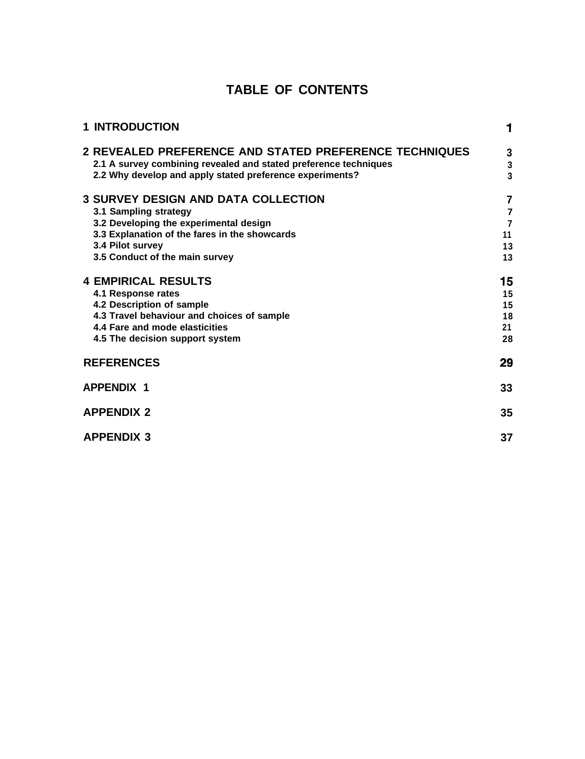# TABLE OF CONTENTS

| | |
|---|---|
| **1 INTRODUCTION** | **1** |
| **2 REVEALED PREFERENCE AND STATED PREFERENCE TECHNIQUES** | **3** |
| 2.1 A survey combining revealed and stated preference techniques | 3 |
| 2.2 Why develop and apply stated preference experiments? | 3 |
| **3 SURVEY DESIGN AND DATA COLLECTION** | **7** |
| 3.1 Sampling strategy | 7 |
| 3.2 Developing the experimental design | 7 |
| 3.3 Explanation of the fares in the showcards | 11 |
| 3.4 Pilot survey | 13 |
| 3.5 Conduct of the main survey | 13 |
| **4 EMPIRICAL RESULTS** | **15** |
| 4.1 Response rates | 15 |
| 4.2 Description of sample | 15 |
| 4.3 Travel behaviour and choices of sample | 18 |
| 4.4 Fare and mode elasticities | 21 |
| 4.5 The decision support system | 28 |
| **REFERENCES** | **29** |
| **APPENDIX 1** | **33** |
| **APPENDIX 2** | **35** |
| **APPENDIX 3** | **37** |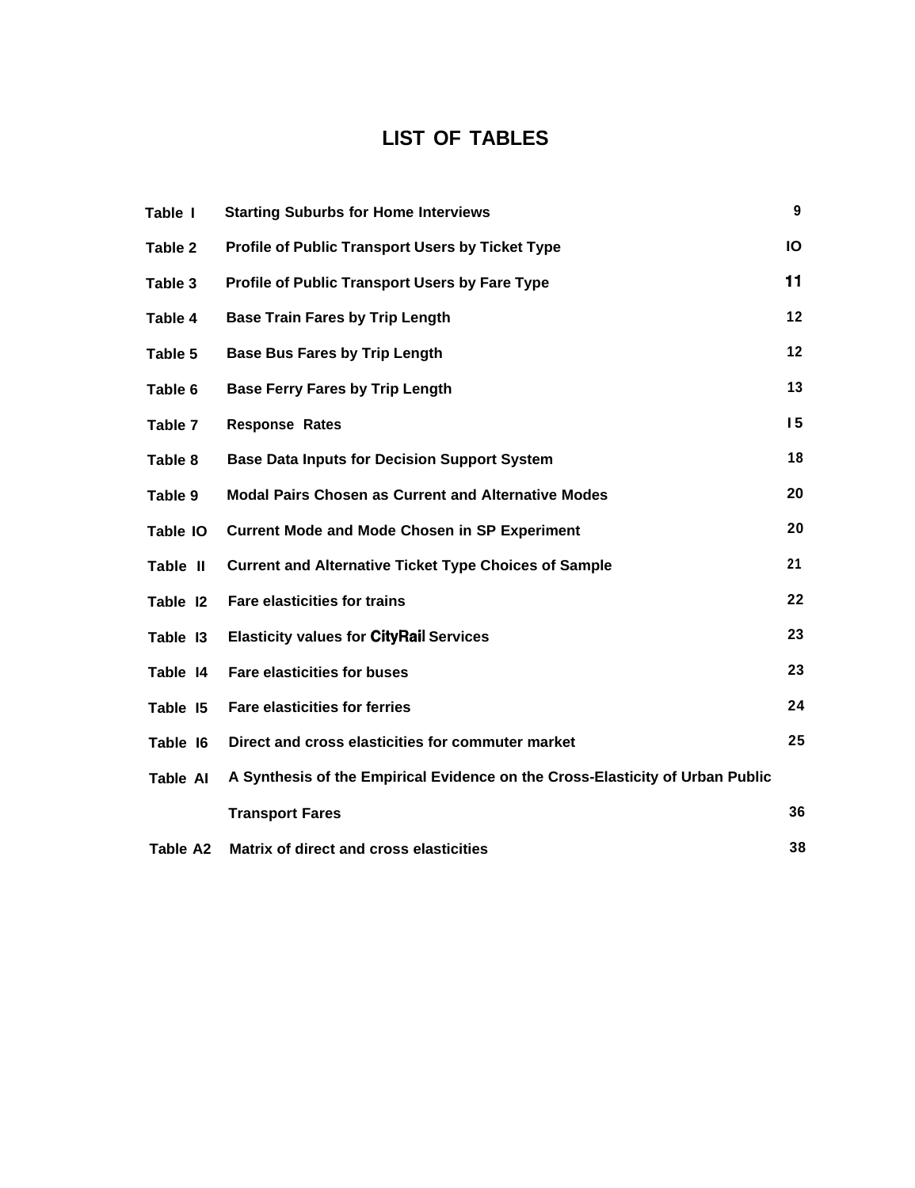# LIST OF TABLES

| | | |
|---|---|---|
| Table I | Starting Suburbs for Home Interviews | 9 |
| Table 2 | Profile of Public Transport Users by Ticket Type | IO |
| Table 3 | Profile of Public Transport Users by Fare Type | 11 |
| Table 4 | Base Train Fares by Trip Length | 12 |
| Table 5 | Base Bus Fares by Trip Length | 12 |
| Table 6 | Base Ferry Fares by Trip Length | 13 |
| Table 7 | Response Rates | I5 |
| Table 8 | Base Data Inputs for Decision Support System | 18 |
| Table 9 | Modal Pairs Chosen as Current and Alternative Modes | 20 |
| Table IO | Current Mode and Mode Chosen in SP Experiment | 20 |
| Table II | Current and Alternative Ticket Type Choices of Sample | 21 |
| Table I2 | Fare elasticities for trains | 22 |
| Table I3 | Elasticity values for CityRail Services | 23 |
| Table I4 | Fare elasticities for buses | 23 |
| Table I5 | Fare elasticities for ferries | 24 |
| Table I6 | Direct and cross elasticities for commuter market | 25 |
| Table AI | A Synthesis of the Empirical Evidence on the Cross-Elasticity of Urban Public Transport Fares | 36 |
| Table A2 | Matrix of direct and cross elasticities | 38 |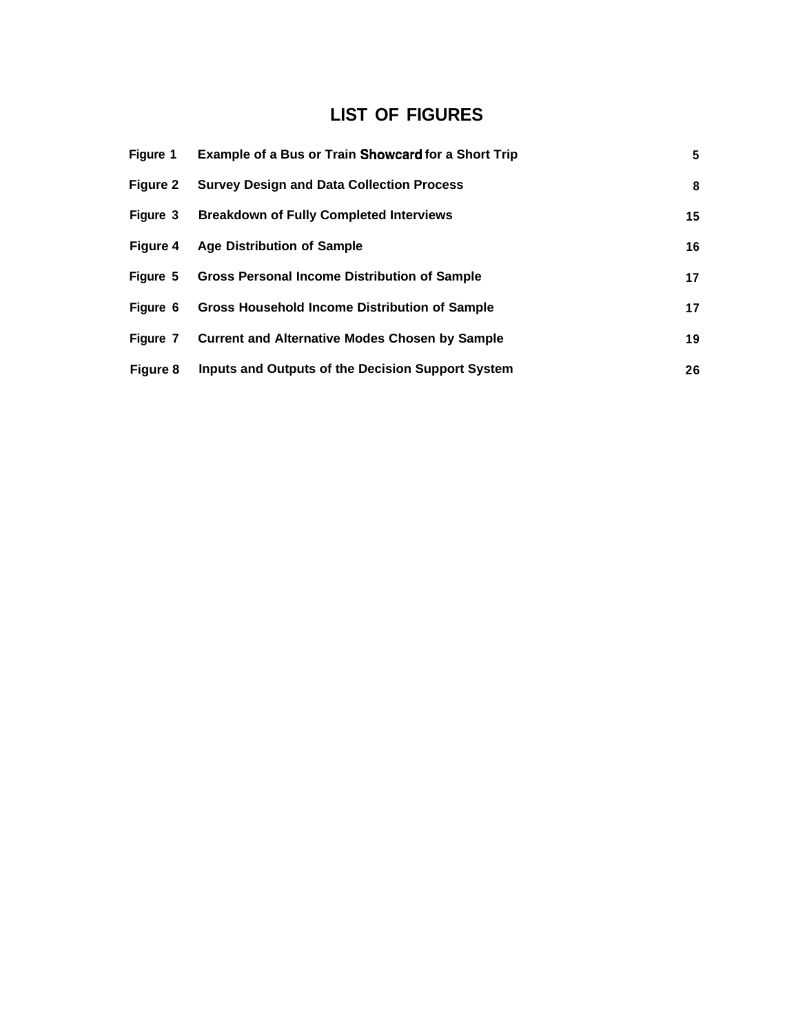# LIST OF FIGURES

| | | |
|---|---|---|
| **Figure 1** | **Example of a Bus or Train Showcard for a Short Trip** | **5** |
| **Figure 2** | **Survey Design and Data Collection Process** | **8** |
| **Figure 3** | **Breakdown of Fully Completed Interviews** | **15** |
| **Figure 4** | **Age Distribution of Sample** | **16** |
| **Figure 5** | **Gross Personal Income Distribution of Sample** | **17** |
| **Figure 6** | **Gross Household Income Distribution of Sample** | **17** |
| **Figure 7** | **Current and Alternative Modes Chosen by Sample** | **19** |
| **Figure 8** | **Inputs and Outputs of the Decision Support System** | **26** |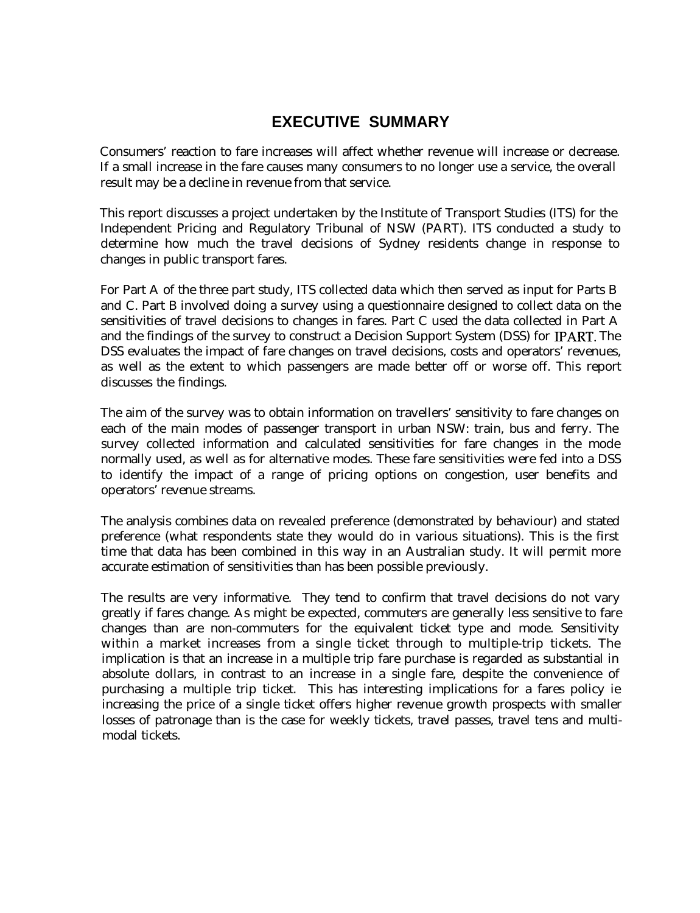# EXECUTIVE SUMMARY

Consumers' reaction to fare increases will affect whether revenue will increase or decrease. If a small increase in the fare causes many consumers to no longer use a service, the overall result may be a decline in revenue from that service.

This report discusses a project undertaken by the Institute of Transport Studies (ITS) for the Independent Pricing and Regulatory Tribunal of NSW (PART). ITS conducted a study to determine how much the travel decisions of Sydney residents change in response to changes in public transport fares.

For Part A of the three part study, ITS collected data which then served as input for Parts B and C. Part B involved doing a survey using a questionnaire designed to collect data on the sensitivities of travel decisions to changes in fares. Part C used the data collected in Part A and the findings of the survey to construct a Decision Support System (DSS) for IPART. The DSS evaluates the impact of fare changes on travel decisions, costs and operators' revenues, as well as the extent to which passengers are made better off or worse off. This report discusses the findings.

The aim of the survey was to obtain information on travellers' sensitivity to fare changes on each of the main modes of passenger transport in urban NSW: train, bus and ferry. The survey collected information and calculated sensitivities for fare changes in the mode normally used, as well as for alternative modes. These fare sensitivities were fed into a DSS to identify the impact of a range of pricing options on congestion, user benefits and operators' revenue streams.

The analysis combines data on revealed preference (demonstrated by behaviour) and stated preference (what respondents state they would do in various situations). This is the first time that data has been combined in this way in an Australian study. It will permit more accurate estimation of sensitivities than has been possible previously.

The results are very informative. They tend to confirm that travel decisions do not vary greatly if fares change. As might be expected, commuters are generally less sensitive to fare changes than are non-commuters for the equivalent ticket type and mode. Sensitivity within a market increases from a single ticket through to multiple-trip tickets. The implication is that an increase in a multiple trip fare purchase is regarded as substantial in absolute dollars, in contrast to an increase in a single fare, despite the convenience of purchasing a multiple trip ticket. This has interesting implications for a fares policy ie increasing the price of a single ticket offers higher revenue growth prospects with smaller losses of patronage than is the case for weekly tickets, travel passes, travel tens and multi-modal tickets.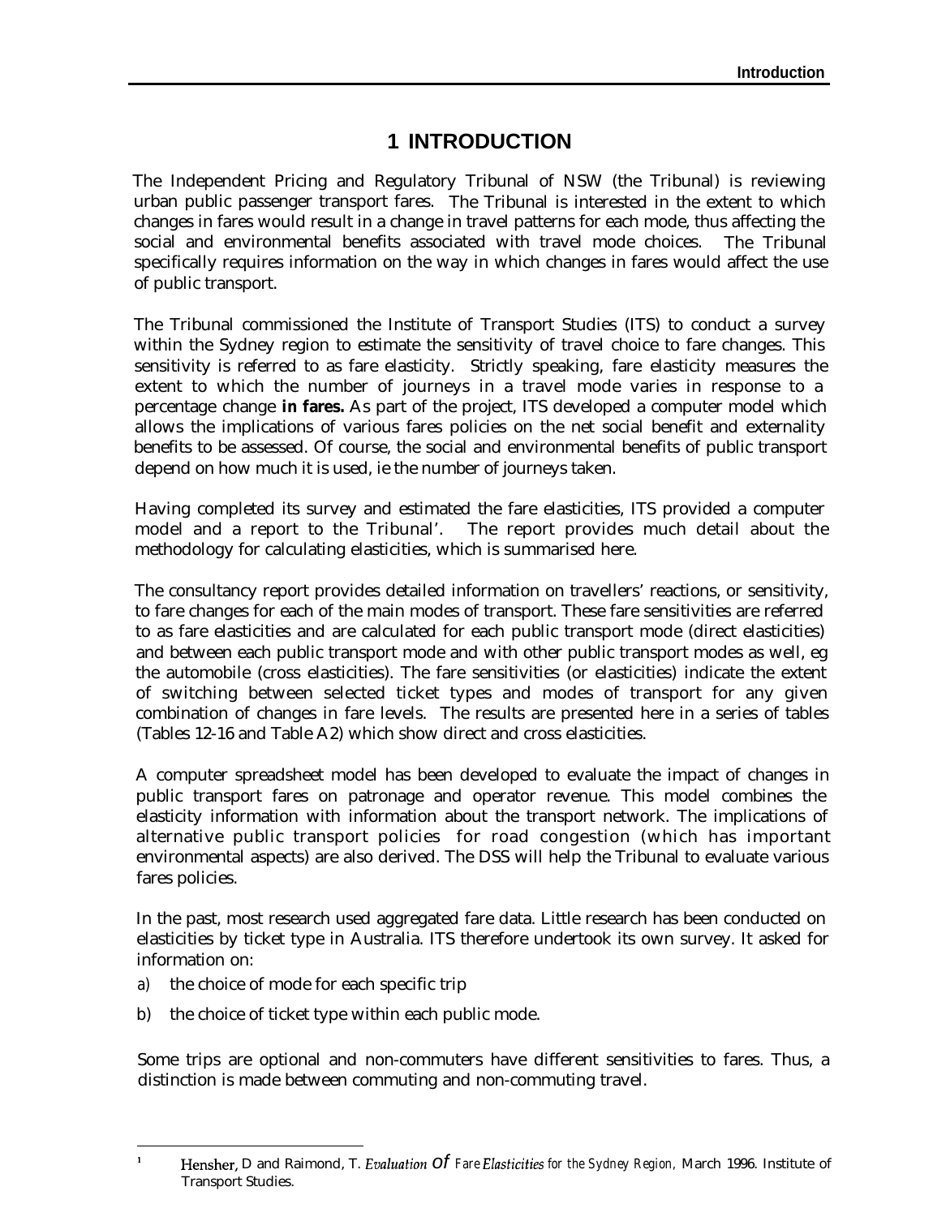# 1 INTRODUCTION

The Independent Pricing and Regulatory Tribunal of NSW (the Tribunal) is reviewing urban public passenger transport fares. The Tribunal is interested in the extent to which changes in fares would result in a change in travel patterns for each mode, thus affecting the social and environmental benefits associated with travel mode choices. The Tribunal specifically requires information on the way in which changes in fares would affect the use of public transport.

The Tribunal commissioned the Institute of Transport Studies (ITS) to conduct a survey within the Sydney region to estimate the sensitivity of travel choice to fare changes. This sensitivity is referred to as fare elasticity. Strictly speaking, fare elasticity measures the extent to which the number of journeys in a travel mode varies in response to a percentage change **in fares.** As part of the project, ITS developed a computer model which allows the implications of various fares policies on the net social benefit and externality benefits to be assessed. Of course, the social and environmental benefits of public transport depend on how much it is used, ie the number of journeys taken.

Having completed its survey and estimated the fare elasticities, ITS provided a computer model and a report to the Tribunal[1]. The report provides much detail about the methodology for calculating elasticities, which is summarised here.

The consultancy report provides detailed information on travellers' reactions, or sensitivity, to fare changes for each of the main modes of transport. These fare sensitivities are referred to as fare elasticities and are calculated for each public transport mode (direct elasticities) and between each public transport mode and with other public transport modes as well, eg the automobile (cross elasticities). The fare sensitivities (or elasticities) indicate the extent of switching between selected ticket types and modes of transport for any given combination of changes in fare levels. The results are presented here in a series of tables (Tables 12-16 and Table A2) which show direct and cross elasticities.

A computer spreadsheet model has been developed to evaluate the impact of changes in public transport fares on patronage and operator revenue. This model combines the elasticity information with information about the transport network. The implications of alternative public transport policies for road congestion (which has important environmental aspects) are also derived. The DSS will help the Tribunal to evaluate various fares policies.

In the past, most research used aggregated fare data. Little research has been conducted on elasticities by ticket type in Australia. ITS therefore undertook its own survey. It asked for information on:

a) the choice of mode for each specific trip

b) the choice of ticket type within each public mode.

Some trips are optional and non-commuters have different sensitivities to fares. Thus, a distinction is made between commuting and non-commuting travel.

---

[1] Hensher, D and Raimond, T. *Evaluation of Fare Elasticities for the Sydney Region,* March 1996. Institute of Transport Studies.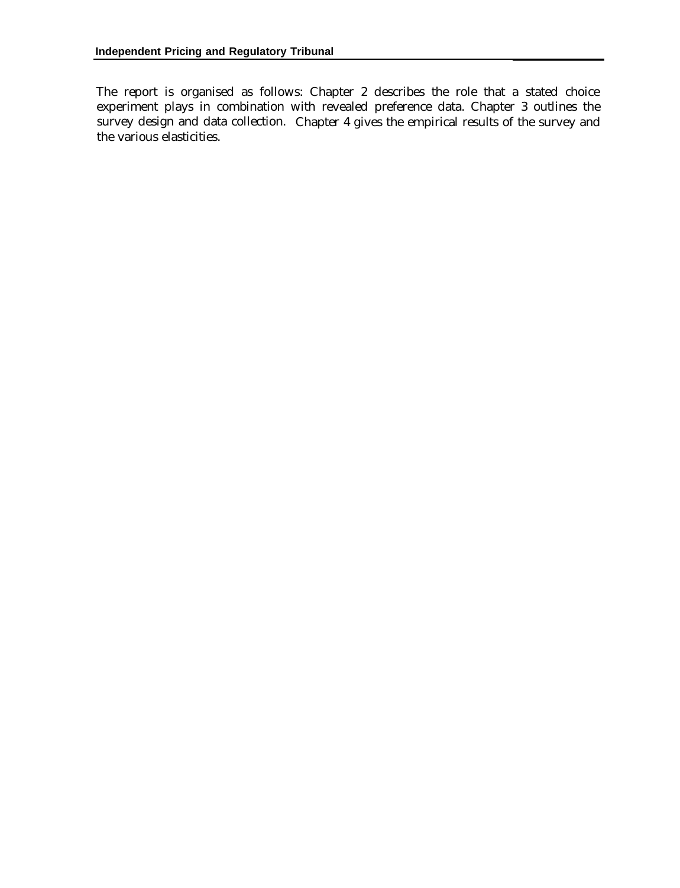The report is organised as follows: Chapter 2 describes the role that a stated choice experiment plays in combination with revealed preference data. Chapter 3 outlines the survey design and data collection. Chapter 4 gives the empirical results of the survey and the various elasticities.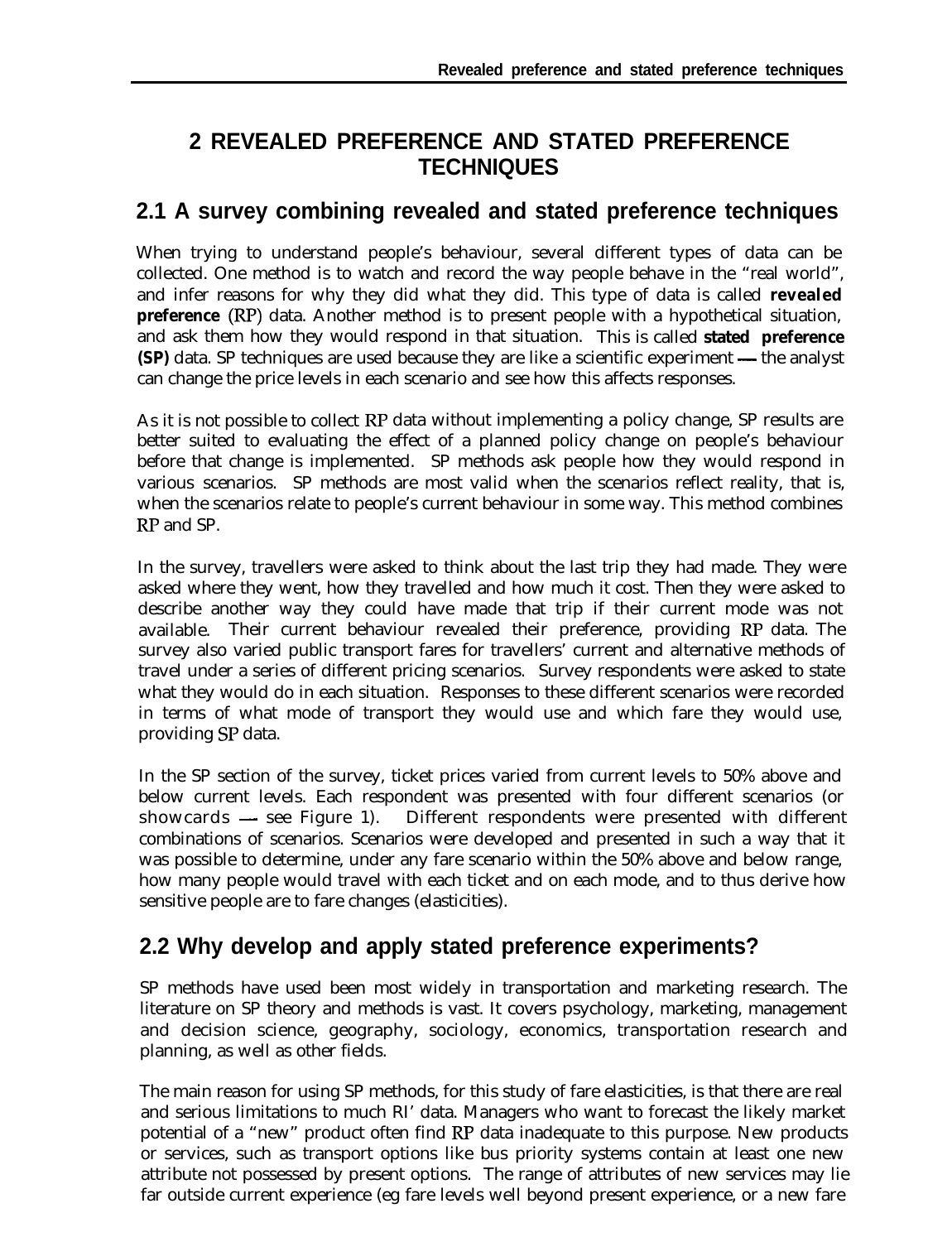# 2 REVEALED PREFERENCE AND STATED PREFERENCE TECHNIQUES

## 2.1 A survey combining revealed and stated preference techniques

When trying to understand people's behaviour, several different types of data can be collected. One method is to watch and record the way people behave in the "real world", and infer reasons for why they did what they did. This type of data is called **revealed preference** (RP) data. Another method is to present people with a hypothetical situation, and ask them how they would respond in that situation. This is called **stated preference (SP)** data. SP techniques are used because they are like a scientific experiment — the analyst can change the price levels in each scenario and see how this affects responses.

As it is not possible to collect RP data without implementing a policy change, SP results are better suited to evaluating the effect of a planned policy change on people's behaviour before that change is implemented. SP methods ask people how they would respond in various scenarios. SP methods are most valid when the scenarios reflect reality, that is, when the scenarios relate to people's current behaviour in some way. This method combines RP and SP.

In the survey, travellers were asked to think about the last trip they had made. They were asked where they went, how they travelled and how much it cost. Then they were asked to describe another way they could have made that trip if their current mode was not available. Their current behaviour revealed their preference, providing RP data. The survey also varied public transport fares for travellers' current and alternative methods of travel under a series of different pricing scenarios. Survey respondents were asked to state what they would do in each situation. Responses to these different scenarios were recorded in terms of what mode of transport they would use and which fare they would use, providing SP data.

In the SP section of the survey, ticket prices varied from current levels to 50% above and below current levels. Each respondent was presented with four different scenarios (or showcards — see Figure 1). Different respondents were presented with different combinations of scenarios. Scenarios were developed and presented in such a way that it was possible to determine, under any fare scenario within the 50% above and below range, how many people would travel with each ticket and on each mode, and to thus derive how sensitive people are to fare changes (elasticities).

## 2.2 Why develop and apply stated preference experiments?

SP methods have used been most widely in transportation and marketing research. The literature on SP theory and methods is vast. It covers psychology, marketing, management and decision science, geography, sociology, economics, transportation research and planning, as well as other fields.

The main reason for using SP methods, for this study of fare elasticities, is that there are real and serious limitations to much RI' data. Managers who want to forecast the likely market potential of a "new" product often find RP data inadequate to this purpose. New products or services, such as transport options like bus priority systems contain at least one new attribute not possessed by present options. The range of attributes of new services may lie far outside current experience (eg fare levels well beyond present experience, or a new fare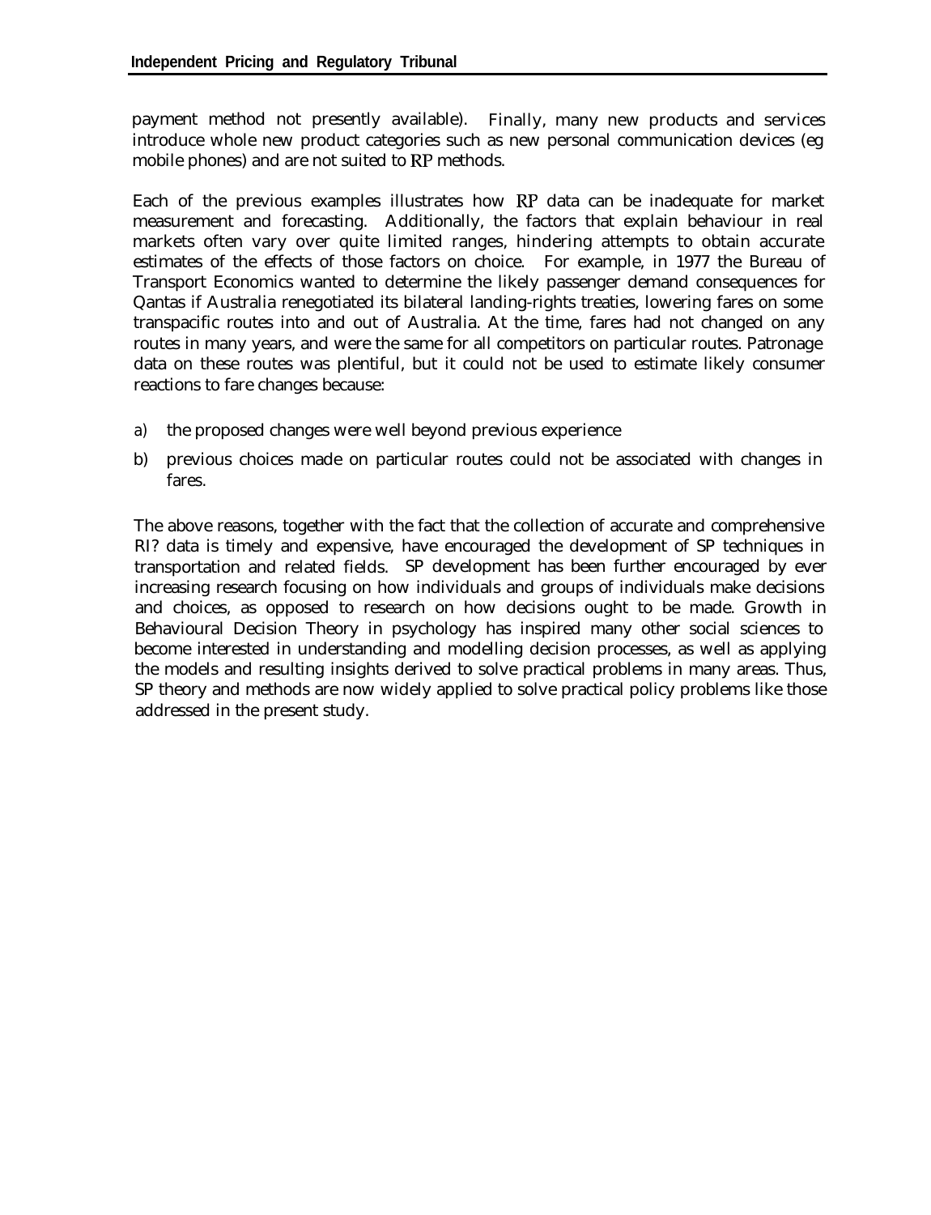payment method not presently available). Finally, many new products and services introduce whole new product categories such as new personal communication devices (eg mobile phones) and are not suited to RP methods.

Each of the previous examples illustrates how RP data can be inadequate for market measurement and forecasting. Additionally, the factors that explain behaviour in real markets often vary over quite limited ranges, hindering attempts to obtain accurate estimates of the effects of those factors on choice. For example, in 1977 the Bureau of Transport Economics wanted to determine the likely passenger demand consequences for Qantas if Australia renegotiated its bilateral landing-rights treaties, lowering fares on some transpacific routes into and out of Australia. At the time, fares had not changed on any routes in many years, and were the same for all competitors on particular routes. Patronage data on these routes was plentiful, but it could not be used to estimate likely consumer reactions to fare changes because:

a) the proposed changes were well beyond previous experience
b) previous choices made on particular routes could not be associated with changes in fares.

The above reasons, together with the fact that the collection of accurate and comprehensive RI? data is timely and expensive, have encouraged the development of SP techniques in transportation and related fields. SP development has been further encouraged by ever increasing research focusing on how individuals and groups of individuals make decisions and choices, as opposed to research on how decisions ought to be made. Growth in Behavioural Decision Theory in psychology has inspired many other social sciences to become interested in understanding and modelling decision processes, as well as applying the models and resulting insights derived to solve practical problems in many areas. Thus, SP theory and methods are now widely applied to solve practical policy problems like those addressed in the present study.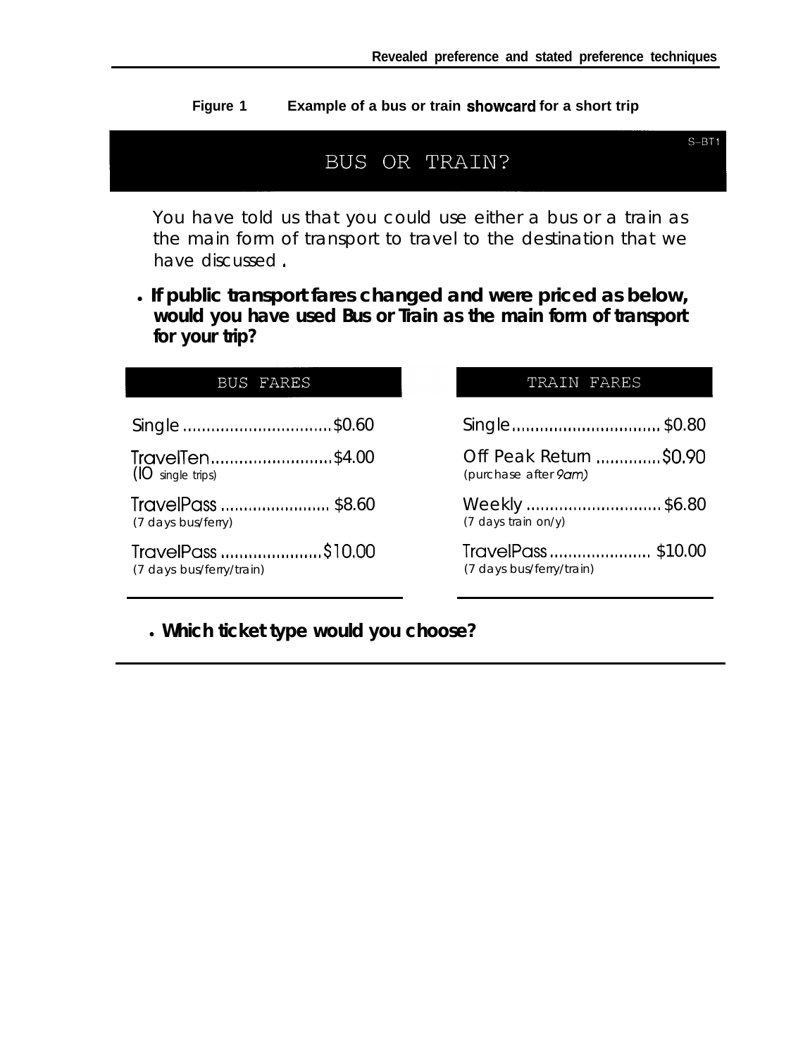**Figure 1 Example of a bus or train showcard for a short trip**

S–BT1

## BUS OR TRAIN?

You have told us that you could use either a bus or a train as the main form of transport to travel to the destination that we have discussed .

- **If public transport fares changed and were priced as below, would you have used Bus or Train as the main form of transport for your trip?**

| BUS FARES | | TRAIN FARES | |
|---|---|---|---|
| Single | $0.60 | Single | $0.80 |
| TravelTen (10 single trips) | $4.00 | Off Peak Return (purchase after 9am) | $0.90 |
| TravelPass (7 days bus/ferry) | $8.60 | Weekly (7 days train only) | $6.80 |
| TravelPass (7 days bus/ferry/train) | $10.00 | TravelPass (7 days bus/ferry/train) | $10.00 |

- **Which ticket type would you choose?**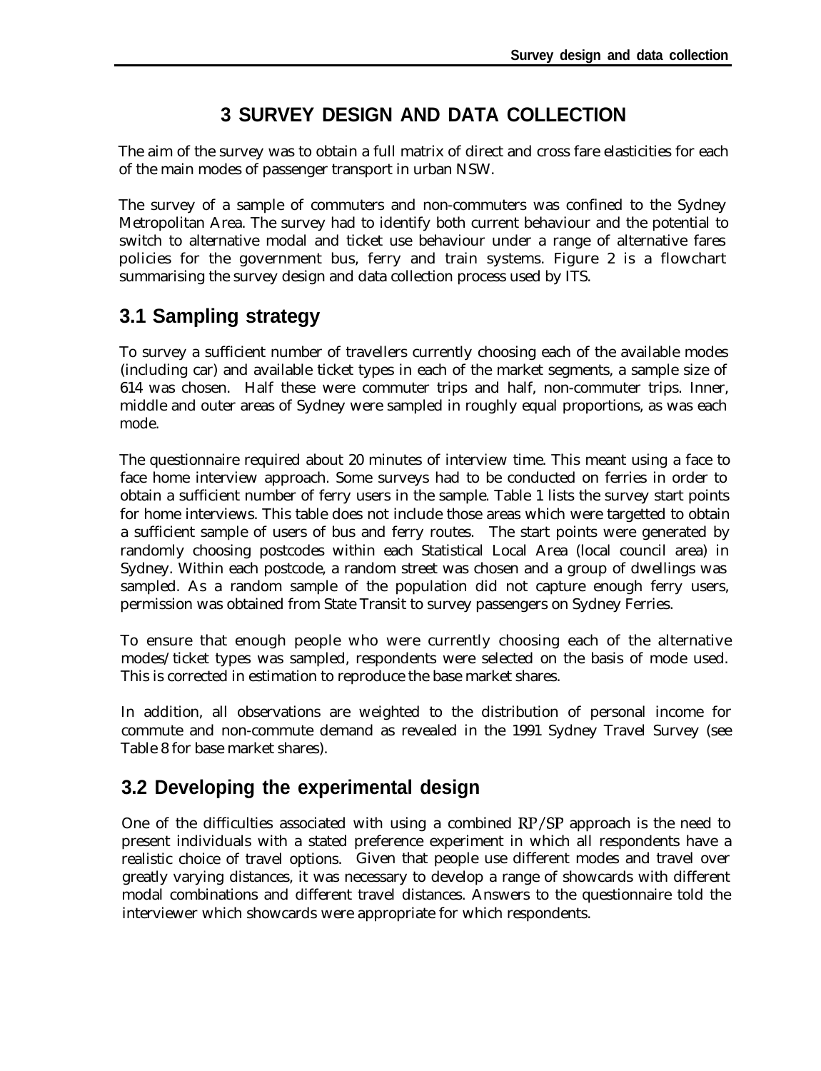# 3 SURVEY DESIGN AND DATA COLLECTION

The aim of the survey was to obtain a full matrix of direct and cross fare elasticities for each of the main modes of passenger transport in urban NSW.

The survey of a sample of commuters and non-commuters was confined to the Sydney Metropolitan Area. The survey had to identify both current behaviour and the potential to switch to alternative modal and ticket use behaviour under a range of alternative fares policies for the government bus, ferry and train systems. Figure 2 is a flowchart summarising the survey design and data collection process used by ITS.

## 3.1 Sampling strategy

To survey a sufficient number of travellers currently choosing each of the available modes (including car) and available ticket types in each of the market segments, a sample size of 614 was chosen. Half these were commuter trips and half, non-commuter trips. Inner, middle and outer areas of Sydney were sampled in roughly equal proportions, as was each mode.

The questionnaire required about 20 minutes of interview time. This meant using a face to face home interview approach. Some surveys had to be conducted on ferries in order to obtain a sufficient number of ferry users in the sample. Table 1 lists the survey start points for home interviews. This table does not include those areas which were targetted to obtain a sufficient sample of users of bus and ferry routes. The start points were generated by randomly choosing postcodes within each Statistical Local Area (local council area) in Sydney. Within each postcode, a random street was chosen and a group of dwellings was sampled. As a random sample of the population did not capture enough ferry users, permission was obtained from State Transit to survey passengers on Sydney Ferries.

To ensure that enough people who were currently choosing each of the alternative modes/ticket types was sampled, respondents were selected on the basis of mode used. This is corrected in estimation to reproduce the base market shares.

In addition, all observations are weighted to the distribution of personal income for commute and non-commute demand as revealed in the 1991 Sydney Travel Survey (see Table 8 for base market shares).

## 3.2 Developing the experimental design

One of the difficulties associated with using a combined RP/SP approach is the need to present individuals with a stated preference experiment in which all respondents have a realistic choice of travel options. Given that people use different modes and travel over greatly varying distances, it was necessary to develop a range of showcards with different modal combinations and different travel distances. Answers to the questionnaire told the interviewer which showcards were appropriate for which respondents.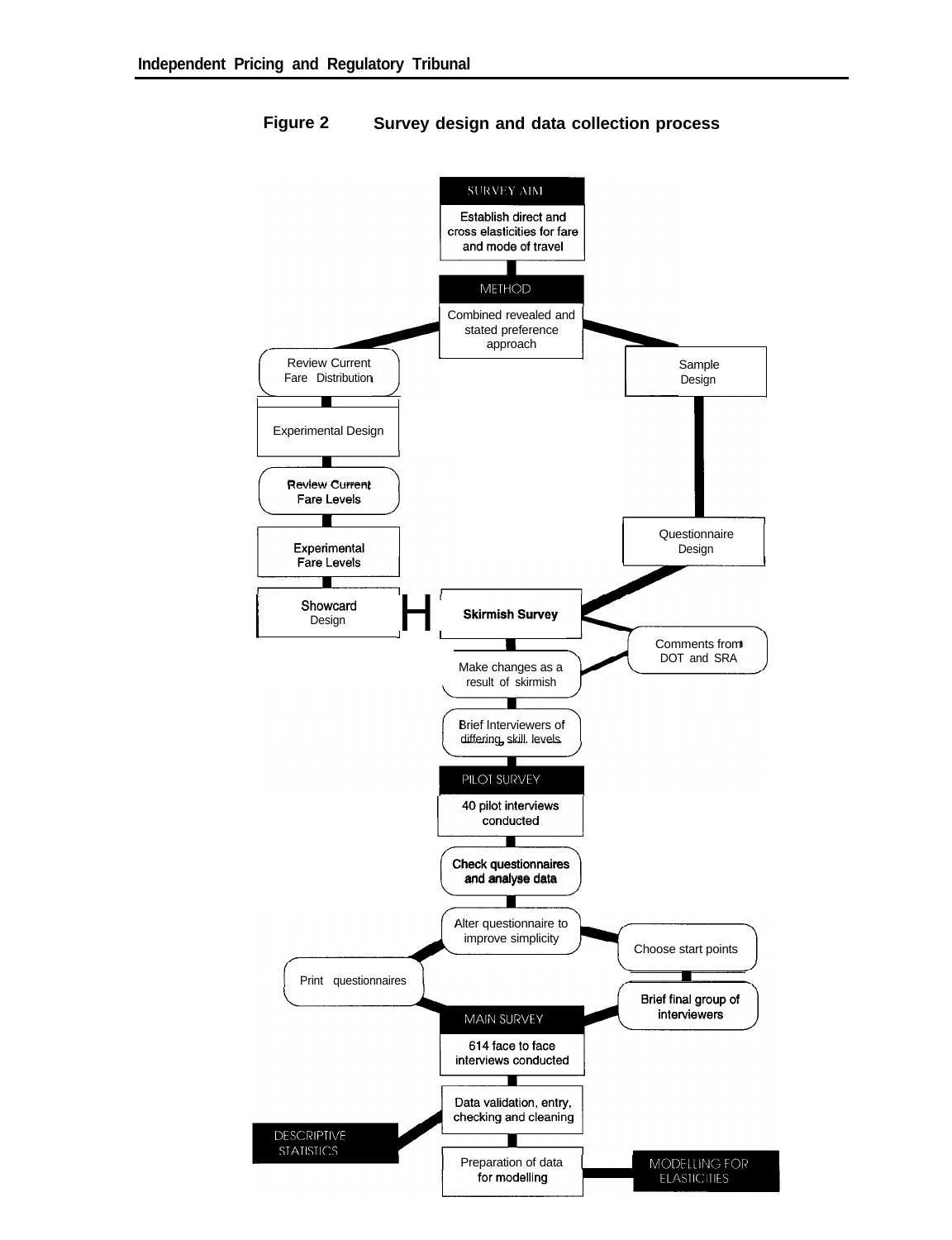**Figure 2 Survey design and data collection process**

SURVEY AIM

Establish direct and cross elasticities for fare and mode of travel

METHOD

Combined revealed and stated preference approach

Review Current Fare Distribution

Experimental Design

Review Current Fare Levels

Experimental Fare Levels

Showcard Design

Sample Design

Questionnaire Design

Skirmish Survey

Comments from DOT and SRA

Make changes as a result of skirmish

Brief Interviewers of differing skill levels

PILOT SURVEY

40 pilot interviews conducted

Check questionnaires and analyse data

Alter questionnaire to improve simplicity

Choose start points

Print questionnaires

Brief final group of interviewers

MAIN SURVEY

614 face to face interviews conducted

Data validation, entry, checking and cleaning

DESCRIPTIVE STATISTICS

Preparation of data for modelling

MODELLING FOR ELASTICITIES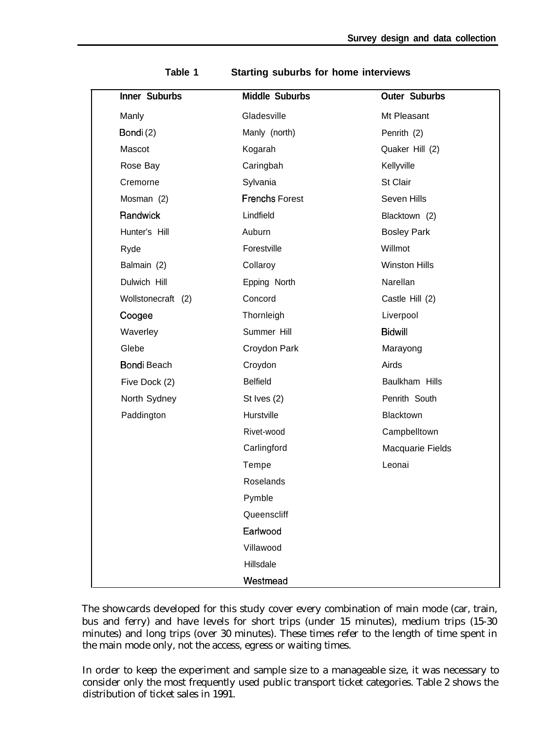**Table 1 Starting suburbs for home interviews**

| Inner Suburbs | Middle Suburbs | Outer Suburbs |
|---|---|---|
| Manly | Gladesville | Mt Pleasant |
| Bondi (2) | Manly (north) | Penrith (2) |
| Mascot | Kogarah | Quaker Hill (2) |
| Rose Bay | Caringbah | Kellyville |
| Cremorne | Sylvania | St Clair |
| Mosman (2) | Frenchs Forest | Seven Hills |
| Randwick | Lindfield | Blacktown (2) |
| Hunter's Hill | Auburn | Bosley Park |
| Ryde | Forestville | Willmot |
| Balmain (2) | Collaroy | Winston Hills |
| Dulwich Hill | Epping North | Narellan |
| Wollstonecraft (2) | Concord | Castle Hill (2) |
| Coogee | Thornleigh | Liverpool |
| Waverley | Summer Hill | Bidwill |
| Glebe | Croydon Park | Marayong |
| Bondi Beach | Croydon | Airds |
| Five Dock (2) | Belfield | Baulkham Hills |
| North Sydney | St Ives (2) | Penrith South |
| Paddington | Hurstville | Blacktown |
| | Rivet-wood | Campbelltown |
| | Carlingford | Macquarie Fields |
| | Tempe | Leonai |
| | Roselands | |
| | Pymble | |
| | Queenscliff | |
| | Earlwood | |
| | Villawood | |
| | Hillsdale | |
| | Westmead | |

The showcards developed for this study cover every combination of main mode (car, train, bus and ferry) and have levels for short trips (under 15 minutes), medium trips (15-30 minutes) and long trips (over 30 minutes). These times refer to the length of time spent in the main mode only, not the access, egress or waiting times.

In order to keep the experiment and sample size to a manageable size, it was necessary to consider only the most frequently used public transport ticket categories. Table 2 shows the distribution of ticket sales in 1991.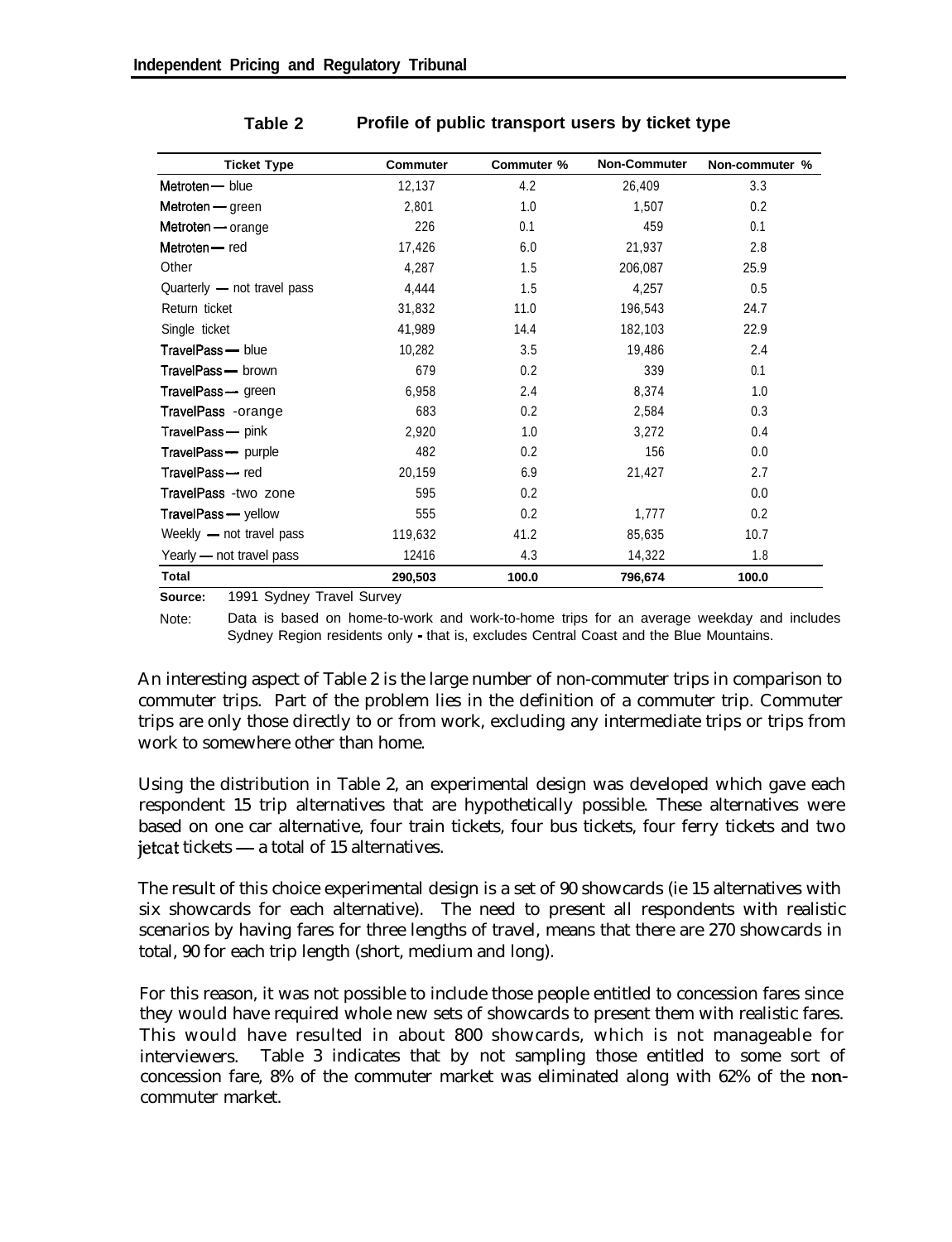**Table 2 Profile of public transport users by ticket type**

| Ticket Type | Commuter | Commuter % | Non-Commuter | Non-commuter % |
|---|---|---|---|---|
| Metroten — blue | 12,137 | 4.2 | 26,409 | 3.3 |
| Metroten — green | 2,801 | 1.0 | 1,507 | 0.2 |
| Metroten — orange | 226 | 0.1 | 459 | 0.1 |
| Metroten — red | 17,426 | 6.0 | 21,937 | 2.8 |
| Other | 4,287 | 1.5 | 206,087 | 25.9 |
| Quarterly — not travel pass | 4,444 | 1.5 | 4,257 | 0.5 |
| Return ticket | 31,832 | 11.0 | 196,543 | 24.7 |
| Single ticket | 41,989 | 14.4 | 182,103 | 22.9 |
| TravelPass — blue | 10,282 | 3.5 | 19,486 | 2.4 |
| TravelPass — brown | 679 | 0.2 | 339 | 0.1 |
| TravelPass — green | 6,958 | 2.4 | 8,374 | 1.0 |
| TravelPass -orange | 683 | 0.2 | 2,584 | 0.3 |
| TravelPass — pink | 2,920 | 1.0 | 3,272 | 0.4 |
| TravelPass — purple | 482 | 0.2 | 156 | 0.0 |
| TravelPass — red | 20,159 | 6.9 | 21,427 | 2.7 |
| TravelPass -two zone | 595 | 0.2 | | 0.0 |
| TravelPass — yellow | 555 | 0.2 | 1,777 | 0.2 |
| Weekly — not travel pass | 119,632 | 41.2 | 85,635 | 10.7 |
| Yearly — not travel pass | 12416 | 4.3 | 14,322 | 1.8 |
| **Total** | **290,503** | **100.0** | **796,674** | **100.0** |

**Source:** 1991 Sydney Travel Survey

Note: Data is based on home-to-work and work-to-home trips for an average weekday and includes Sydney Region residents only - that is, excludes Central Coast and the Blue Mountains.

An interesting aspect of Table 2 is the large number of non-commuter trips in comparison to commuter trips. Part of the problem lies in the definition of a commuter trip. Commuter trips are only those directly to or from work, excluding any intermediate trips or trips from work to somewhere other than home.

Using the distribution in Table 2, an experimental design was developed which gave each respondent 15 trip alternatives that are hypothetically possible. These alternatives were based on one car alternative, four train tickets, four bus tickets, four ferry tickets and two jetcat tickets — a total of 15 alternatives.

The result of this choice experimental design is a set of 90 showcards (ie 15 alternatives with six showcards for each alternative). The need to present all respondents with realistic scenarios by having fares for three lengths of travel, means that there are 270 showcards in total, 90 for each trip length (short, medium and long).

For this reason, it was not possible to include those people entitled to concession fares since they would have required whole new sets of showcards to present them with realistic fares. This would have resulted in about 800 showcards, which is not manageable for interviewers. Table 3 indicates that by not sampling those entitled to some sort of concession fare, 8% of the commuter market was eliminated along with 62% of the non-commuter market.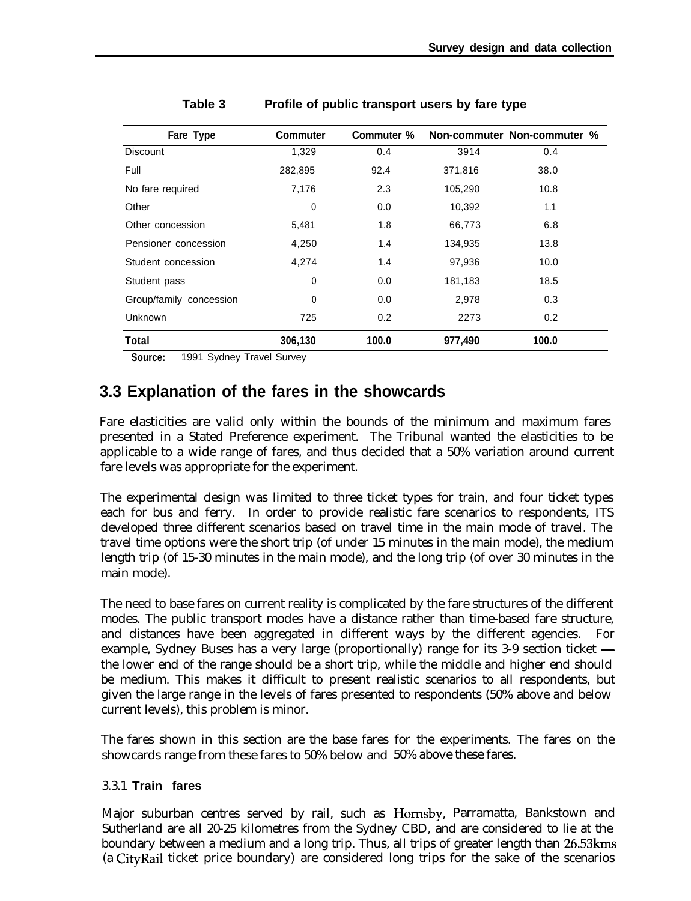**Table 3 Profile of public transport users by fare type**

| Fare Type | Commuter | Commuter % | Non-commuter | Non-commuter % |
|---|---|---|---|---|
| Discount | 1,329 | 0.4 | 3914 | 0.4 |
| Full | 282,895 | 92.4 | 371,816 | 38.0 |
| No fare required | 7,176 | 2.3 | 105,290 | 10.8 |
| Other | 0 | 0.0 | 10,392 | 1.1 |
| Other concession | 5,481 | 1.8 | 66,773 | 6.8 |
| Pensioner concession | 4,250 | 1.4 | 134,935 | 13.8 |
| Student concession | 4,274 | 1.4 | 97,936 | 10.0 |
| Student pass | 0 | 0.0 | 181,183 | 18.5 |
| Group/family concession | 0 | 0.0 | 2,978 | 0.3 |
| Unknown | 725 | 0.2 | 2273 | 0.2 |
| **Total** | **306,130** | **100.0** | **977,490** | **100.0** |

**Source:** 1991 Sydney Travel Survey

## 3.3 Explanation of the fares in the showcards

Fare elasticities are valid only within the bounds of the minimum and maximum fares presented in a Stated Preference experiment. The Tribunal wanted the elasticities to be applicable to a wide range of fares, and thus decided that a 50% variation around current fare levels was appropriate for the experiment.

The experimental design was limited to three ticket types for train, and four ticket types each for bus and ferry. In order to provide realistic fare scenarios to respondents, ITS developed three different scenarios based on travel time in the main mode of travel. The travel time options were the short trip (of under 15 minutes in the main mode), the medium length trip (of 15-30 minutes in the main mode), and the long trip (of over 30 minutes in the main mode).

The need to base fares on current reality is complicated by the fare structures of the different modes. The public transport modes have a distance rather than time-based fare structure, and distances have been aggregated in different ways by the different agencies. For example, Sydney Buses has a very large (proportionally) range for its 3-9 section ticket — the lower end of the range should be a short trip, while the middle and higher end should be medium. This makes it difficult to present realistic scenarios to all respondents, but given the large range in the levels of fares presented to respondents (50% above and below current levels), this problem is minor.

The fares shown in this section are the base fares for the experiments. The fares on the showcards range from these fares to 50% below and 50% above these fares.

### 3.3.1 Train fares

Major suburban centres served by rail, such as Hornsby, Parramatta, Bankstown and Sutherland are all 20-25 kilometres from the Sydney CBD, and are considered to lie at the boundary between a medium and a long trip. Thus, all trips of greater length than 26.53kms (a CityRail ticket price boundary) are considered long trips for the sake of the scenarios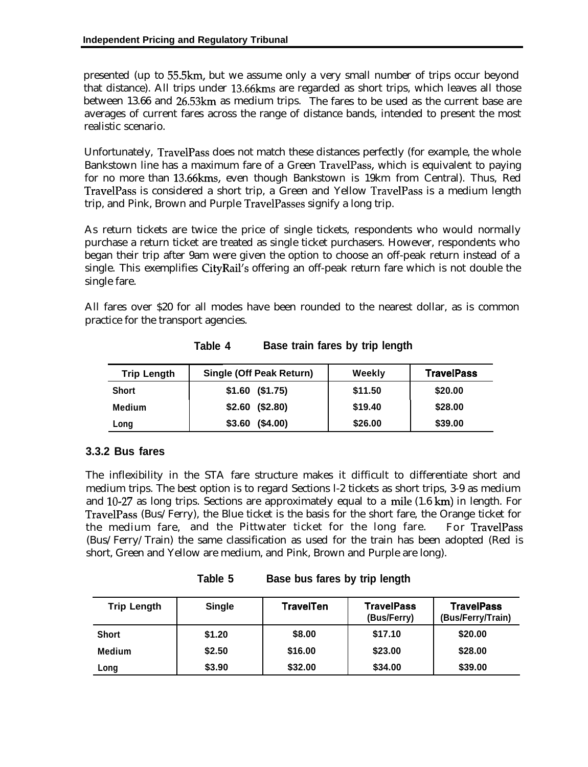presented (up to 55.5km, but we assume only a very small number of trips occur beyond that distance). All trips under 13.66kms are regarded as short trips, which leaves all those between 13.66 and 26.53km as medium trips. The fares to be used as the current base are averages of current fares across the range of distance bands, intended to present the most realistic scenario.

Unfortunately, TravelPass does not match these distances perfectly (for example, the whole Bankstown line has a maximum fare of a Green TravelPass, which is equivalent to paying for no more than 13.66kms, even though Bankstown is 19km from Central). Thus, Red TravelPass is considered a short trip, a Green and Yellow TravelPass is a medium length trip, and Pink, Brown and Purple TravelPasses signify a long trip.

As return tickets are twice the price of single tickets, respondents who would normally purchase a return ticket are treated as single ticket purchasers. However, respondents who began their trip after 9am were given the option to choose an off-peak return instead of a single. This exemplifies CityRail's offering an off-peak return fare which is not double the single fare.

All fares over $20 for all modes have been rounded to the nearest dollar, as is common practice for the transport agencies.

**Table 4 Base train fares by trip length**

| Trip Length | Single (Off Peak Return) | Weekly | TravelPass |
|---|---|---|---|
| Short | $1.60 ($1.75) | $11.50 | $20.00 |
| Medium | $2.60 ($2.80) | $19.40 | $28.00 |
| Long | $3.60 ($4.00) | $26.00 | $39.00 |

### 3.3.2 Bus fares

The inflexibility in the STA fare structure makes it difficult to differentiate short and medium trips. The best option is to regard Sections l-2 tickets as short trips, 3-9 as medium and 10-27 as long trips. Sections are approximately equal to a mile (1.6 km) in length. For TravelPass (Bus/Ferry), the Blue ticket is the basis for the short fare, the Orange ticket for the medium fare, and the Pittwater ticket for the long fare. For TravelPass (Bus/Ferry/Train) the same classification as used for the train has been adopted (Red is short, Green and Yellow are medium, and Pink, Brown and Purple are long).

**Table 5 Base bus fares by trip length**

| Trip Length | Single | TravelTen | TravelPass (Bus/Ferry) | TravelPass (Bus/Ferry/Train) |
|---|---|---|---|---|
| Short | $1.20 | $8.00 | $17.10 | $20.00 |
| Medium | $2.50 | $16.00 | $23.00 | $28.00 |
| Long | $3.90 | $32.00 | $34.00 | $39.00 |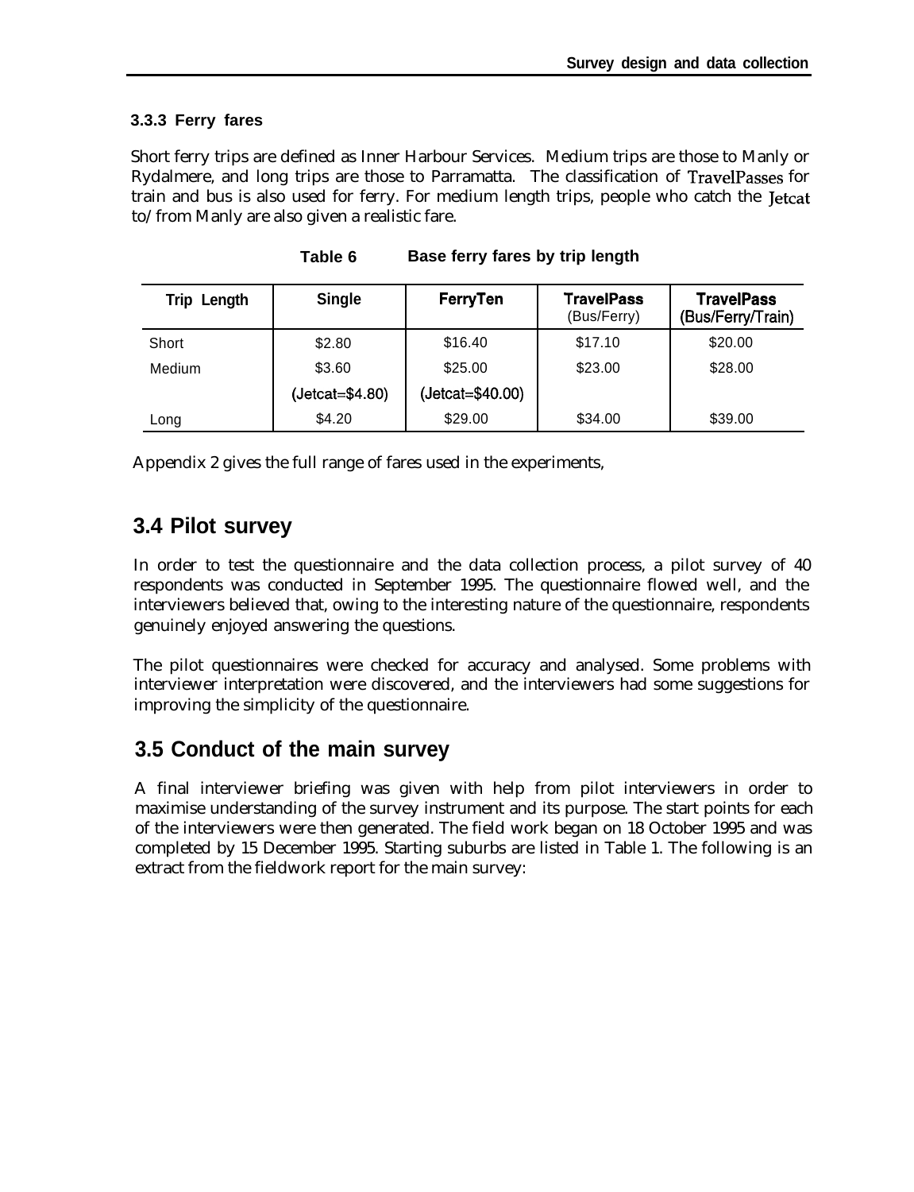### 3.3.3 Ferry fares

Short ferry trips are defined as Inner Harbour Services. Medium trips are those to Manly or Rydalmere, and long trips are those to Parramatta. The classification of TravelPasses for train and bus is also used for ferry. For medium length trips, people who catch the Jetcat to/ from Manly are also given a realistic fare.

**Table 6 Base ferry fares by trip length**

| Trip Length | Single | FerryTen | TravelPass (Bus/Ferry) | TravelPass (Bus/Ferry/Train) |
|---|---|---|---|---|
| Short | $2.80 | $16.40 | $17.10 | $20.00 |
| Medium | $3.60 | $25.00 | $23.00 | $28.00 |
| | (Jetcat=$4.80) | (Jetcat=$40.00) | | |
| Long | $4.20 | $29.00 | $34.00 | $39.00 |

Appendix 2 gives the full range of fares used in the experiments,

## 3.4 Pilot survey

In order to test the questionnaire and the data collection process, a pilot survey of 40 respondents was conducted in September 1995. The questionnaire flowed well, and the interviewers believed that, owing to the interesting nature of the questionnaire, respondents genuinely enjoyed answering the questions.

The pilot questionnaires were checked for accuracy and analysed. Some problems with interviewer interpretation were discovered, and the interviewers had some suggestions for improving the simplicity of the questionnaire.

## 3.5 Conduct of the main survey

A final interviewer briefing was given with help from pilot interviewers in order to maximise understanding of the survey instrument and its purpose. The start points for each of the interviewers were then generated. The field work began on 18 October 1995 and was completed by 15 December 1995. Starting suburbs are listed in Table 1. The following is an extract from the fieldwork report for the main survey: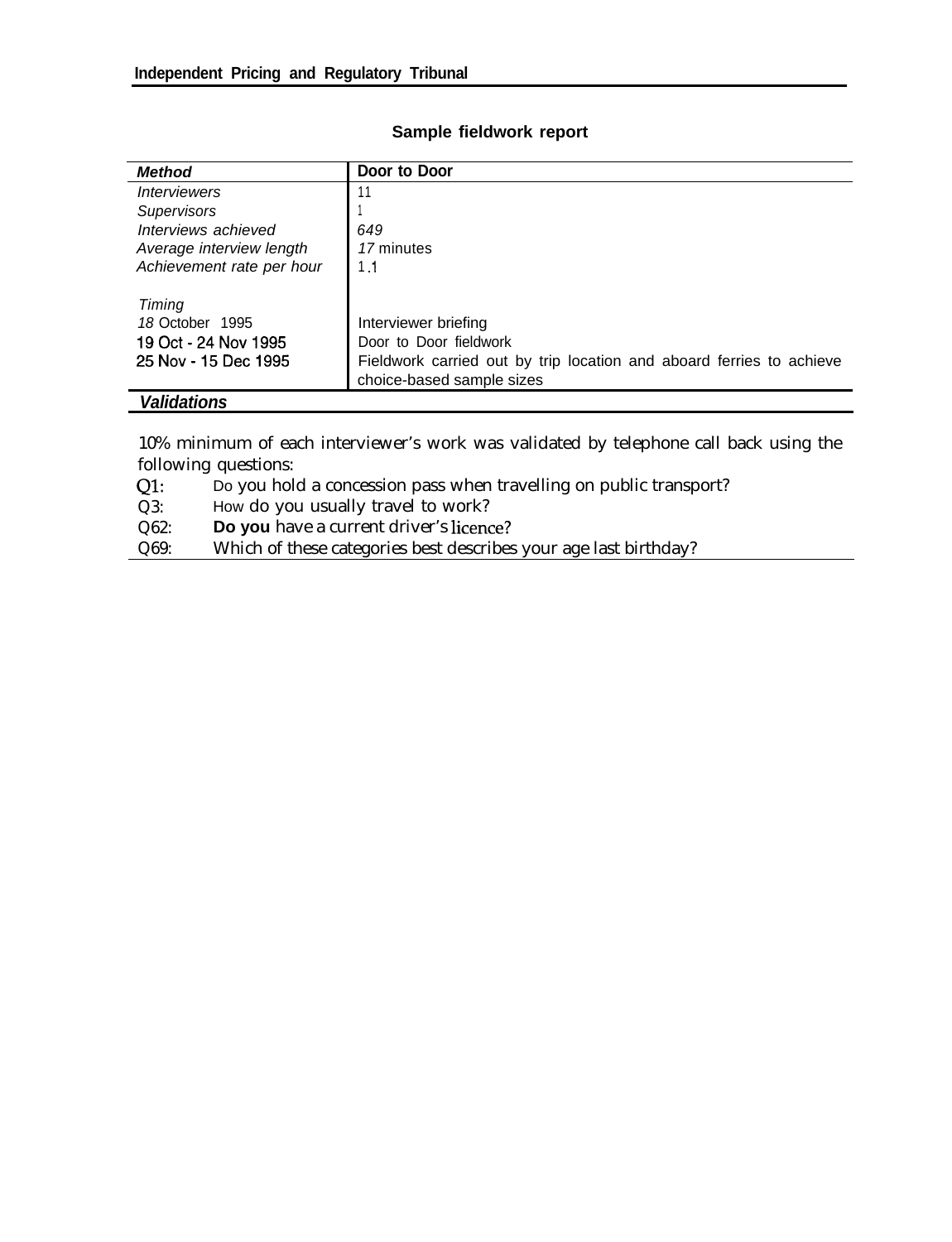**Sample fieldwork report**

| *Method* | **Door to Door** |
|---|---|
| *Interviewers* | 11 |
| *Supervisors* | 1 |
| *Interviews achieved* | *649* |
| *Average interview length* | *17* minutes |
| *Achievement rate per hour* | 1.1 |
| *Timing* | |
| *18* October 1995 | Interviewer briefing |
| 19 Oct - 24 Nov 1995 | Door to Door fieldwork |
| 25 Nov - 15 Dec 1995 | Fieldwork carried out by trip location and aboard ferries to achieve choice-based sample sizes |

***Validations***

10% minimum of each interviewer's work was validated by telephone call back using the following questions:

Q1: Do you hold a concession pass when travelling on public transport?

Q3: How do you usually travel to work?

Q62: Do you have a current driver's licence?

Q69: Which of these categories best describes your age last birthday?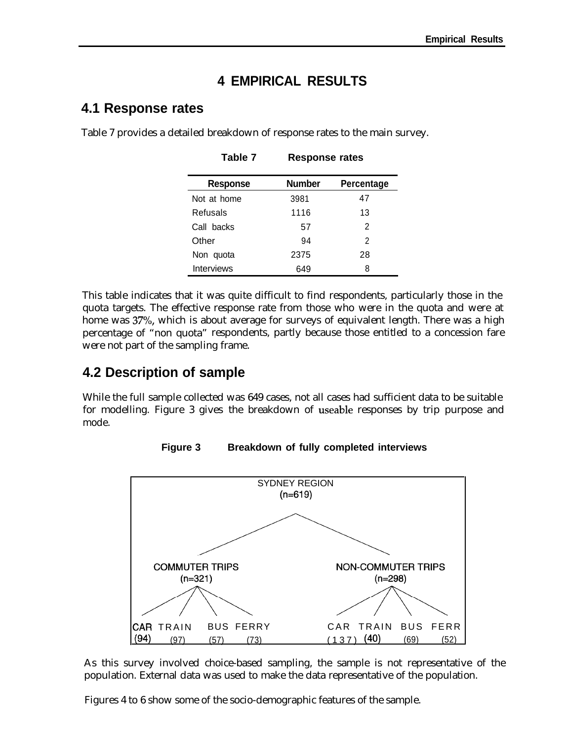# 4 EMPIRICAL RESULTS

## 4.1 Response rates

Table 7 provides a detailed breakdown of response rates to the main survey.

**Table 7 Response rates**

| Response | Number | Percentage |
|---|---|---|
| Not at home | 3981 | 47 |
| Refusals | 1116 | 13 |
| Call backs | 57 | 2 |
| Other | 94 | 2 |
| Non quota | 2375 | 28 |
| Interviews | 649 | 8 |

This table indicates that it was quite difficult to find respondents, particularly those in the quota targets. The effective response rate from those who were in the quota and were at home was 37%, which is about average for surveys of equivalent length. There was a high percentage of "non quota" respondents, partly because those entitled to a concession fare were not part of the sampling frame.

## 4.2 Description of sample

While the full sample collected was 649 cases, not all cases had sufficient data to be suitable for modelling. Figure 3 gives the breakdown of useable responses by trip purpose and mode.

**Figure 3 Breakdown of fully completed interviews**

SYDNEY REGION (n=619)

- COMMUTER TRIPS (n=321)
  - CAR (94)
  - TRAIN (97)
  - BUS (57)
  - FERRY (73)
- NON-COMMUTER TRIPS (n=298)
  - CAR (137)
  - TRAIN (40)
  - BUS (69)
  - FERR (52)

As this survey involved choice-based sampling, the sample is not representative of the population. External data was used to make the data representative of the population.

Figures 4 to 6 show some of the socio-demographic features of the sample.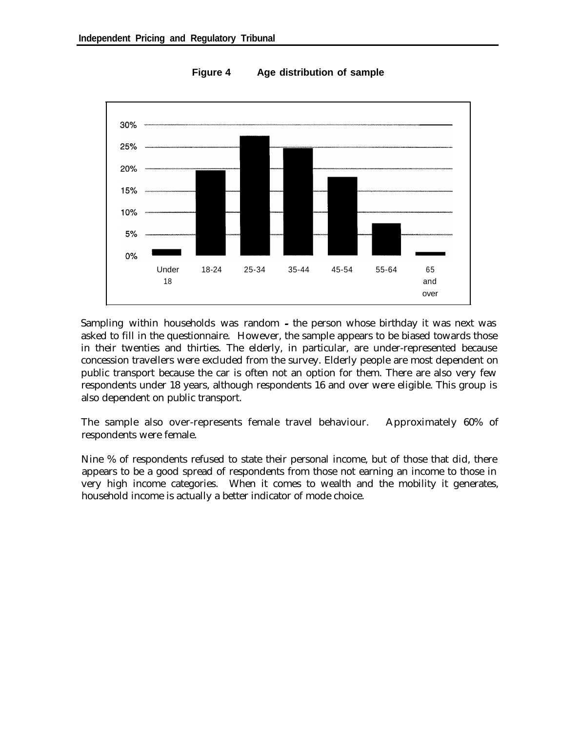**Figure 4 Age distribution of sample**

Sampling within households was random - the person whose birthday it was next was asked to fill in the questionnaire. However, the sample appears to be biased towards those in their twenties and thirties. The elderly, in particular, are under-represented because concession travellers were excluded from the survey. Elderly people are most dependent on public transport because the car is often not an option for them. There are also very few respondents under 18 years, although respondents 16 and over were eligible. This group is also dependent on public transport.

The sample also over-represents female travel behaviour. Approximately 60% of respondents were female.

Nine % of respondents refused to state their personal income, but of those that did, there appears to be a good spread of respondents from those not earning an income to those in very high income categories. When it comes to wealth and the mobility it generates, household income is actually a better indicator of mode choice.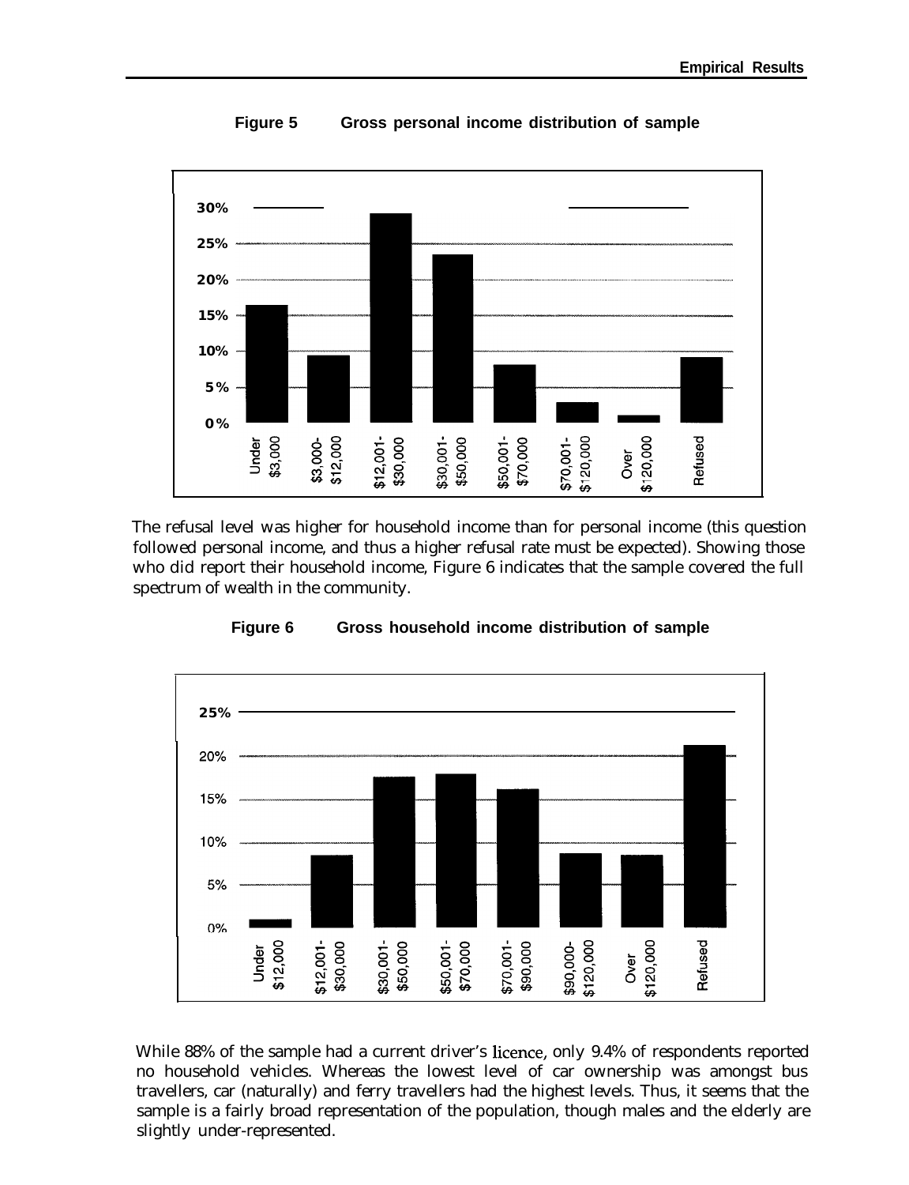**Figure 5 Gross personal income distribution of sample**

The refusal level was higher for household income than for personal income (this question followed personal income, and thus a higher refusal rate must be expected). Showing those who did report their household income, Figure 6 indicates that the sample covered the full spectrum of wealth in the community.

**Figure 6 Gross household income distribution of sample**

While 88% of the sample had a current driver's licence, only 9.4% of respondents reported no household vehicles. Whereas the lowest level of car ownership was amongst bus travellers, car (naturally) and ferry travellers had the highest levels. Thus, it seems that the sample is a fairly broad representation of the population, though males and the elderly are slightly under-represented.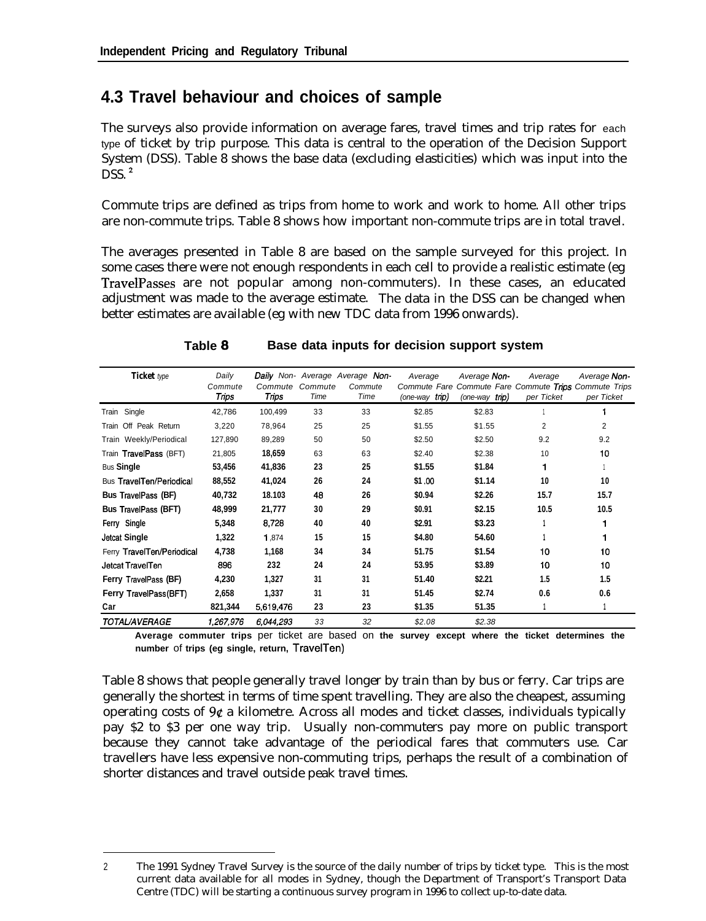## 4.3 Travel behaviour and choices of sample

The surveys also provide information on average fares, travel times and trip rates for each type of ticket by trip purpose. This data is central to the operation of the Decision Support System (DSS). Table 8 shows the base data (excluding elasticities) which was input into the DSS.[2]

Commute trips are defined as trips from home to work and work to home. All other trips are non-commute trips. Table 8 shows how important non-commute trips are in total travel.

The averages presented in Table 8 are based on the sample surveyed for this project. In some cases there were not enough respondents in each cell to provide a realistic estimate (eg TravelPasses are not popular among non-commuters). In these cases, an educated adjustment was made to the average estimate. The data in the DSS can be changed when better estimates are available (eg with new TDC data from 1996 onwards).

**Table 8 Base data inputs for decision support system**

| Ticket type | Daily Commute Trips | Daily Non-Commute Trips | Average Commute Time | Average Non-Commute Time | Average Commute Fare (one-way trip) | Average Non-Commute Fare (one-way trip) | Average Commute Trips per Ticket | Average Non-Commute Trips per Ticket |
|---|---|---|---|---|---|---|---|---|
| Train Single | 42,786 | 100,499 | 33 | 33 | $2.85 | $2.83 | 1 | 1 |
| Train Off Peak Return | 3,220 | 78,964 | 25 | 25 | $1.55 | $1.55 | 2 | 2 |
| Train Weekly/Periodical | 127,890 | 89,289 | 50 | 50 | $2.50 | $2.50 | 9.2 | 9.2 |
| Train TravelPass (BFT) | 21,805 | 18,659 | 63 | 63 | $2.40 | $2.38 | 10 | 10 |
| Bus Single | 53,456 | 41,836 | 23 | 25 | $1.55 | $1.84 | 1 | 1 |
| Bus TravelTen/Periodical | 88,552 | 41,024 | 26 | 24 | $1.00 | $1.14 | 10 | 10 |
| Bus TravelPass (BF) | 40,732 | 18.103 | 48 | 26 | $0.94 | $2.26 | 15.7 | 15.7 |
| Bus TravelPass (BFT) | 48,999 | 21,777 | 30 | 29 | $0.91 | $2.15 | 10.5 | 10.5 |
| Ferry Single | 5,348 | 8,728 | 40 | 40 | $2.91 | $3.23 | 1 | 1 |
| Jetcat Single | 1,322 | 1,874 | 15 | 15 | $4.80 | 54.60 | 1 | 1 |
| Ferry TravelTen/Periodical | 4,738 | 1,168 | 34 | 34 | 51.75 | $1.54 | 10 | 10 |
| Jetcat TravelTen | 896 | 232 | 24 | 24 | 53.95 | $3.89 | 10 | 10 |
| Ferry TravelPass (BF) | 4,230 | 1,327 | 31 | 31 | 51.40 | $2.21 | 1.5 | 1.5 |
| Ferry TravelPass(BFT) | 2,658 | 1,337 | 31 | 31 | 51.45 | $2.74 | 0.6 | 0.6 |
| Car | 821,344 | 5,619,476 | 23 | 23 | $1.35 | 51.35 | 1 | 1 |
| *TOTAL/AVERAGE* | *1,267,976* | *6,044,293* | *33* | *32* | *$2.08* | *$2.38* | | |

**Average commuter trips** per ticket are based on **the survey except where the ticket determines the number** of **trips (eg single, return,** TravelTen)

Table 8 shows that people generally travel longer by train than by bus or ferry. Car trips are generally the shortest in terms of time spent travelling. They are also the cheapest, assuming operating costs of 9¢ a kilometre. Across all modes and ticket classes, individuals typically pay $2 to $3 per one way trip. Usually non-commuters pay more on public transport because they cannot take advantage of the periodical fares that commuters use. Car travellers have less expensive non-commuting trips, perhaps the result of a combination of shorter distances and travel outside peak travel times.

---

2 The 1991 Sydney Travel Survey is the source of the daily number of trips by ticket type. This is the most current data available for all modes in Sydney, though the Department of Transport's Transport Data Centre (TDC) will be starting a continuous survey program in 1996 to collect up-to-date data.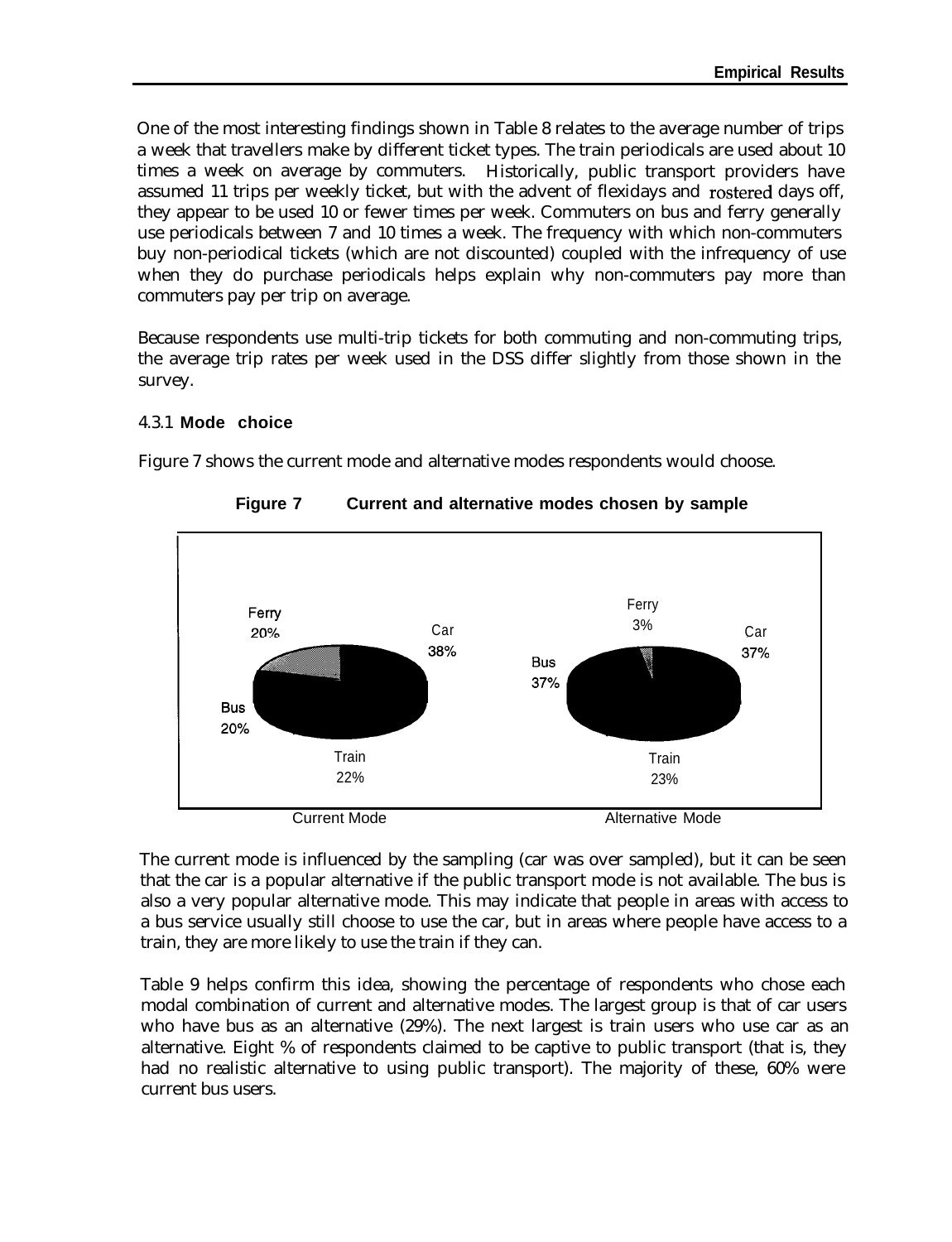One of the most interesting findings shown in Table 8 relates to the average number of trips a week that travellers make by different ticket types. The train periodicals are used about 10 times a week on average by commuters. Historically, public transport providers have assumed 11 trips per weekly ticket, but with the advent of flexidays and rostered days off, they appear to be used 10 or fewer times per week. Commuters on bus and ferry generally use periodicals between 7 and 10 times a week. The frequency with which non-commuters buy non-periodical tickets (which are not discounted) coupled with the infrequency of use when they do purchase periodicals helps explain why non-commuters pay more than commuters pay per trip on average.

Because respondents use multi-trip tickets for both commuting and non-commuting trips, the average trip rates per week used in the DSS differ slightly from those shown in the survey.

### 4.3.1 **Mode choice**

Figure 7 shows the current mode and alternative modes respondents would choose.

**Figure 7 Current and alternative modes chosen by sample**

| Mode | Current Mode | Alternative Mode |
|---|---|---|
| Car | 38% | 37% |
| Train | 22% | 23% |
| Bus | 20% | 37% |
| Ferry | 20% | 3% |

The current mode is influenced by the sampling (car was over sampled), but it can be seen that the car is a popular alternative if the public transport mode is not available. The bus is also a very popular alternative mode. This may indicate that people in areas with access to a bus service usually still choose to use the car, but in areas where people have access to a train, they are more likely to use the train if they can.

Table 9 helps confirm this idea, showing the percentage of respondents who chose each modal combination of current and alternative modes. The largest group is that of car users who have bus as an alternative (29%). The next largest is train users who use car as an alternative. Eight % of respondents claimed to be captive to public transport (that is, they had no realistic alternative to using public transport). The majority of these, 60% were current bus users.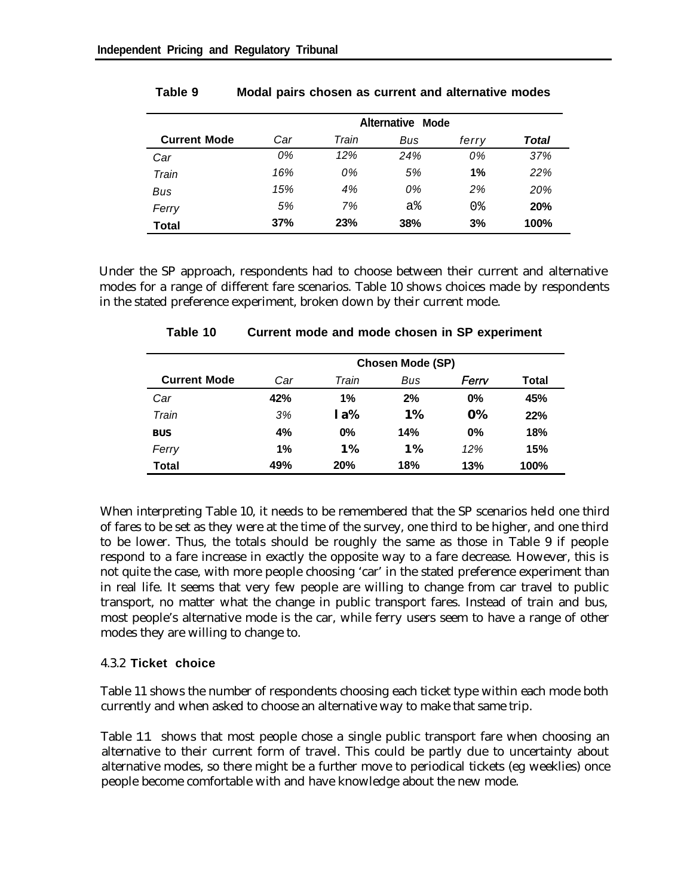**Table 9 Modal pairs chosen as current and alternative modes**

| | Alternative Mode | | | | |
|---|---|---|---|---|---|
| **Current Mode** | *Car* | *Train* | *Bus* | *ferry* | ***Total*** |
| *Car* | *0%* | *12%* | *24%* | *0%* | *37%* |
| *Train* | *16%* | *0%* | *5%* | **1%** | *22%* |
| *Bus* | *15%* | *4%* | *0%* | *2%* | *20%* |
| *Ferry* | *5%* | *7%* | a% | 0% | **20%** |
| **Total** | **37%** | **23%** | **38%** | **3%** | **100%** |

Under the SP approach, respondents had to choose between their current and alternative modes for a range of different fare scenarios. Table 10 shows choices made by respondents in the stated preference experiment, broken down by their current mode.

**Table 10 Current mode and mode chosen in SP experiment**

| | Chosen Mode (SP) | | | | |
|---|---|---|---|---|---|
| **Current Mode** | *Car* | *Train* | *Bus* | *Ferrv* | **Total** |
| *Car* | **42%** | **1%** | **2%** | **0%** | **45%** |
| *Train* | *3%* | **l a%** | **1%** | **0%** | **22%** |
| **BUS** | **4%** | **0%** | **14%** | **0%** | **18%** |
| *Ferry* | **1%** | **1%** | **1%** | *12%* | **15%** |
| **Total** | **49%** | **20%** | **18%** | **13%** | **100%** |

When interpreting Table 10, it needs to be remembered that the SP scenarios held one third of fares to be set as they were at the time of the survey, one third to be higher, and one third to be lower. Thus, the totals should be roughly the same as those in Table 9 if people respond to a fare increase in exactly the opposite way to a fare decrease. However, this is not quite the case, with more people choosing 'car' in the stated preference experiment than in real life. It seems that very few people are willing to change from car travel to public transport, no matter what the change in public transport fares. Instead of train and bus, most people's alternative mode is the car, while ferry users seem to have a range of other modes they are willing to change to.

### 4.3.2 Ticket choice

Table 11 shows the number of respondents choosing each ticket type within each mode both currently and when asked to choose an alternative way to make that same trip.

Table 11 shows that most people chose a single public transport fare when choosing an alternative to their current form of travel. This could be partly due to uncertainty about alternative modes, so there might be a further move to periodical tickets (eg weeklies) once people become comfortable with and have knowledge about the new mode.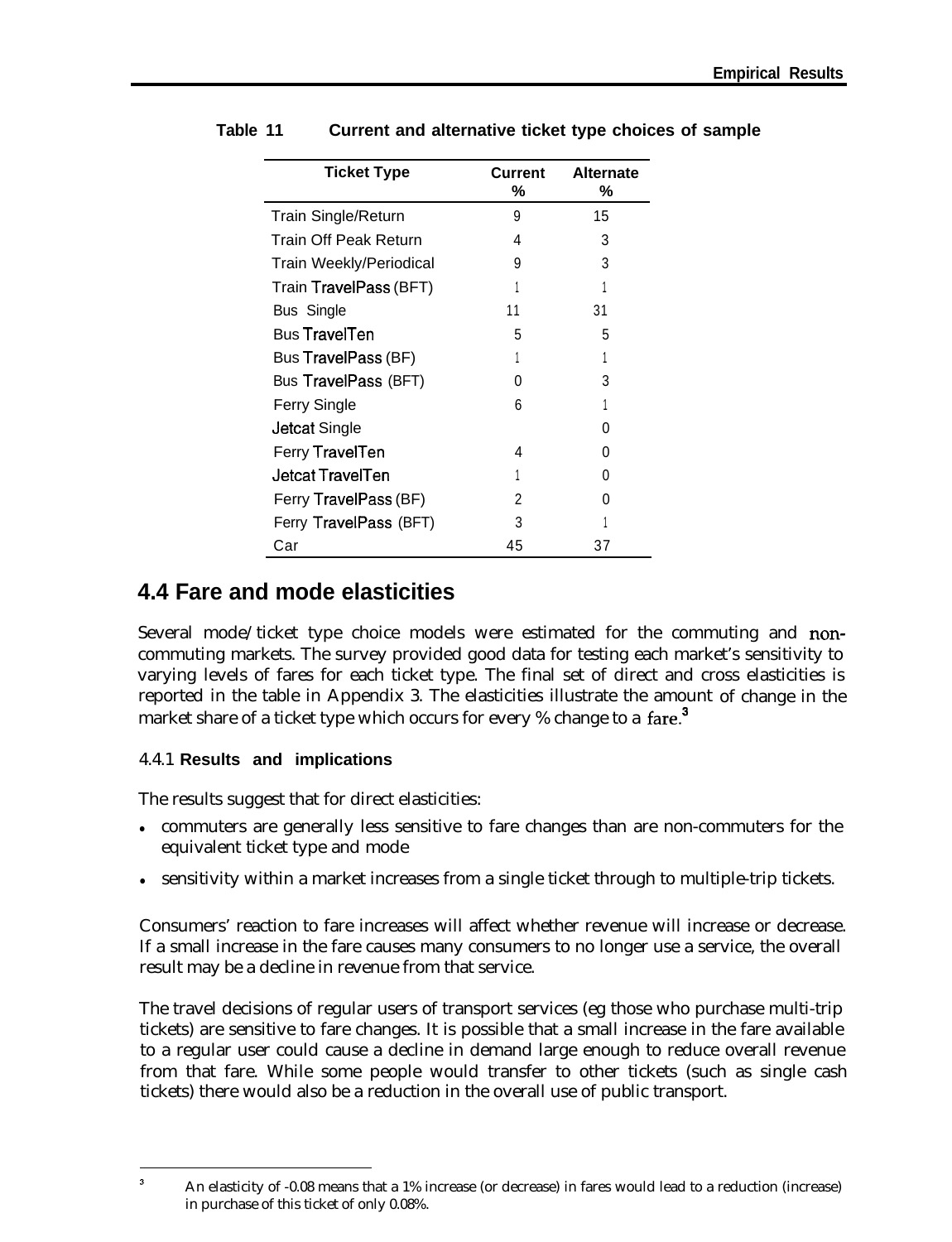**Table 11 Current and alternative ticket type choices of sample**

| Ticket Type | Current % | Alternate % |
|---|---|---|
| Train Single/Return | 9 | 15 |
| Train Off Peak Return | 4 | 3 |
| Train Weekly/Periodical | 9 | 3 |
| Train TravelPass (BFT) | 1 | 1 |
| Bus Single | 11 | 31 |
| Bus TravelTen | 5 | 5 |
| Bus TravelPass (BF) | 1 | 1 |
| Bus TravelPass (BFT) | 0 | 3 |
| Ferry Single | 6 | 1 |
| Jetcat Single | | 0 |
| Ferry TravelTen | 4 | 0 |
| Jetcat TravelTen | 1 | 0 |
| Ferry TravelPass (BF) | 2 | 0 |
| Ferry TravelPass (BFT) | 3 | 1 |
| Car | 45 | 37 |

## 4.4 Fare and mode elasticities

Several mode/ticket type choice models were estimated for the commuting and non-commuting markets. The survey provided good data for testing each market's sensitivity to varying levels of fares for each ticket type. The final set of direct and cross elasticities is reported in the table in Appendix 3. The elasticities illustrate the amount of change in the market share of a ticket type which occurs for every % change to a fare.[3]

### 4.4.1 Results and implications

The results suggest that for direct elasticities:

- commuters are generally less sensitive to fare changes than are non-commuters for the equivalent ticket type and mode
- sensitivity within a market increases from a single ticket through to multiple-trip tickets.

Consumers' reaction to fare increases will affect whether revenue will increase or decrease. If a small increase in the fare causes many consumers to no longer use a service, the overall result may be a decline in revenue from that service.

The travel decisions of regular users of transport services (eg those who purchase multi-trip tickets) are sensitive to fare changes. It is possible that a small increase in the fare available to a regular user could cause a decline in demand large enough to reduce overall revenue from that fare. While some people would transfer to other tickets (such as single cash tickets) there would also be a reduction in the overall use of public transport.

---

[3] An elasticity of -0.08 means that a 1% increase (or decrease) in fares would lead to a reduction (increase) in purchase of this ticket of only 0.08%.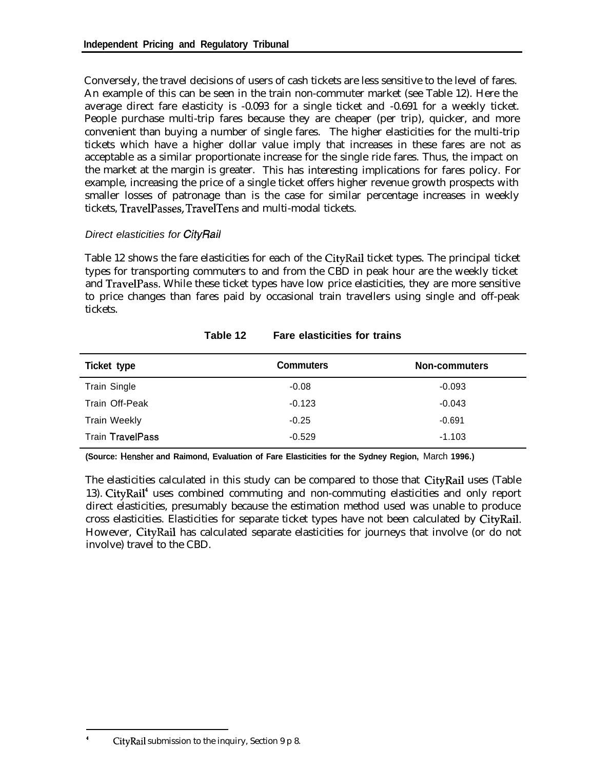Conversely, the travel decisions of users of cash tickets are less sensitive to the level of fares. An example of this can be seen in the train non-commuter market (see Table 12). Here the average direct fare elasticity is -0.093 for a single ticket and -0.691 for a weekly ticket. People purchase multi-trip fares because they are cheaper (per trip), quicker, and more convenient than buying a number of single fares. The higher elasticities for the multi-trip tickets which have a higher dollar value imply that increases in these fares are not as acceptable as a similar proportionate increase for the single ride fares. Thus, the impact on the market at the margin is greater. This has interesting implications for fares policy. For example, increasing the price of a single ticket offers higher revenue growth prospects with smaller losses of patronage than is the case for similar percentage increases in weekly tickets, TravelPasses, TravelTens and multi-modal tickets.

*Direct elasticities for CityRail*

Table 12 shows the fare elasticities for each of the CityRail ticket types. The principal ticket types for transporting commuters to and from the CBD in peak hour are the weekly ticket and TravelPass. While these ticket types have low price elasticities, they are more sensitive to price changes than fares paid by occasional train travellers using single and off-peak tickets.

**Table 12 Fare elasticities for trains**

| Ticket type | Commuters | Non-commuters |
|---|---|---|
| Train Single | -0.08 | -0.093 |
| Train Off-Peak | -0.123 | -0.043 |
| Train Weekly | -0.25 | -0.691 |
| Train TravelPass | -0.529 | -1.103 |

**(Source: Hensher and Raimond, Evaluation of Fare Elasticities for the Sydney Region,** March **1996.)**

The elasticities calculated in this study can be compared to those that CityRail uses (Table 13). CityRail[4] uses combined commuting and non-commuting elasticities and only report direct elasticities, presumably because the estimation method used was unable to produce cross elasticities. Elasticities for separate ticket types have not been calculated by CityRail. However, CityRail has calculated separate elasticities for journeys that involve (or do not involve) travel to the CBD.

[4] CityRail submission to the inquiry, Section 9 p 8.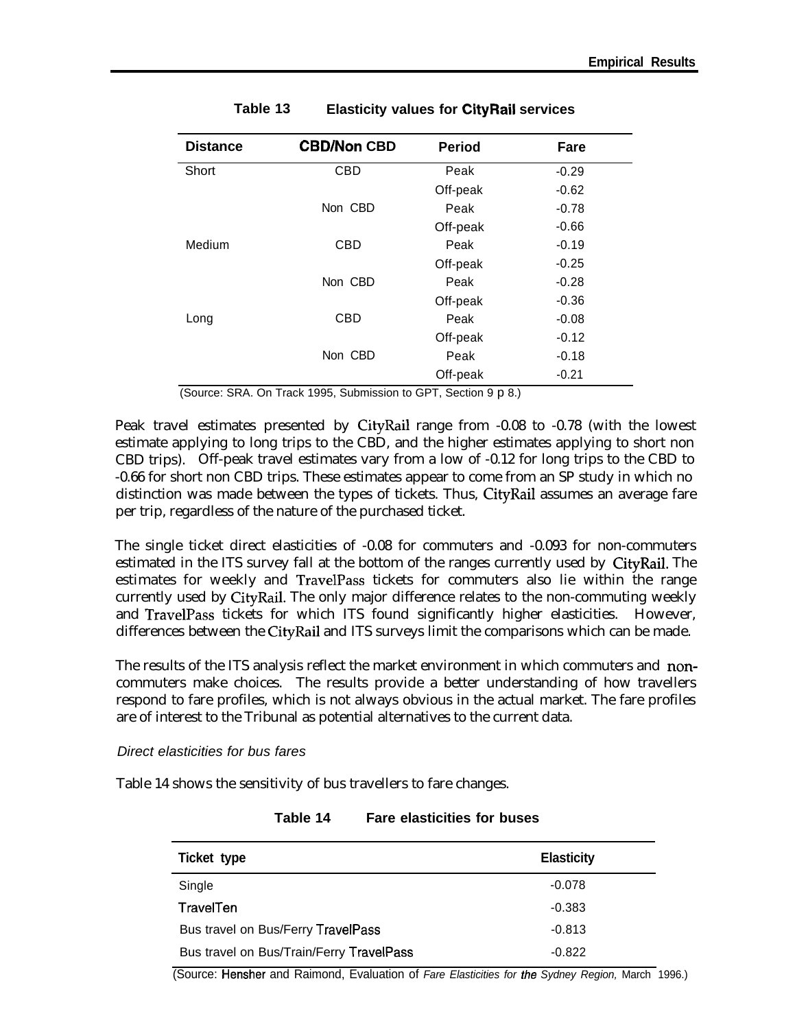**Table 13 Elasticity values for CityRail services**

| Distance | CBD/Non CBD | Period | Fare |
|---|---|---|---|
| Short | CBD | Peak | -0.29 |
| | | Off-peak | -0.62 |
| | Non CBD | Peak | -0.78 |
| | | Off-peak | -0.66 |
| Medium | CBD | Peak | -0.19 |
| | | Off-peak | -0.25 |
| | Non CBD | Peak | -0.28 |
| | | Off-peak | -0.36 |
| Long | CBD | Peak | -0.08 |
| | | Off-peak | -0.12 |
| | Non CBD | Peak | -0.18 |
| | | Off-peak | -0.21 |

(Source: SRA. On Track 1995, Submission to GPT, Section 9 p 8.)

Peak travel estimates presented by CityRail range from -0.08 to -0.78 (with the lowest estimate applying to long trips to the CBD, and the higher estimates applying to short non CBD trips). Off-peak travel estimates vary from a low of -0.12 for long trips to the CBD to -0.66 for short non CBD trips. These estimates appear to come from an SP study in which no distinction was made between the types of tickets. Thus, CityRail assumes an average fare per trip, regardless of the nature of the purchased ticket.

The single ticket direct elasticities of -0.08 for commuters and -0.093 for non-commuters estimated in the ITS survey fall at the bottom of the ranges currently used by CityRail. The estimates for weekly and TravelPass tickets for commuters also lie within the range currently used by CityRail. The only major difference relates to the non-commuting weekly and TravelPass tickets for which ITS found significantly higher elasticities. However, differences between the CityRail and ITS surveys limit the comparisons which can be made.

The results of the ITS analysis reflect the market environment in which commuters and non-commuters make choices. The results provide a better understanding of how travellers respond to fare profiles, which is not always obvious in the actual market. The fare profiles are of interest to the Tribunal as potential alternatives to the current data.

*Direct elasticities for bus fares*

Table 14 shows the sensitivity of bus travellers to fare changes.

**Table 14 Fare elasticities for buses**

| Ticket type | Elasticity |
|---|---|
| Single | -0.078 |
| TravelTen | -0.383 |
| Bus travel on Bus/Ferry TravelPass | -0.813 |
| Bus travel on Bus/Train/Ferry TravelPass | -0.822 |

(Source: Hensher and Raimond, Evaluation of *Fare Elasticities for the Sydney Region,* March 1996.)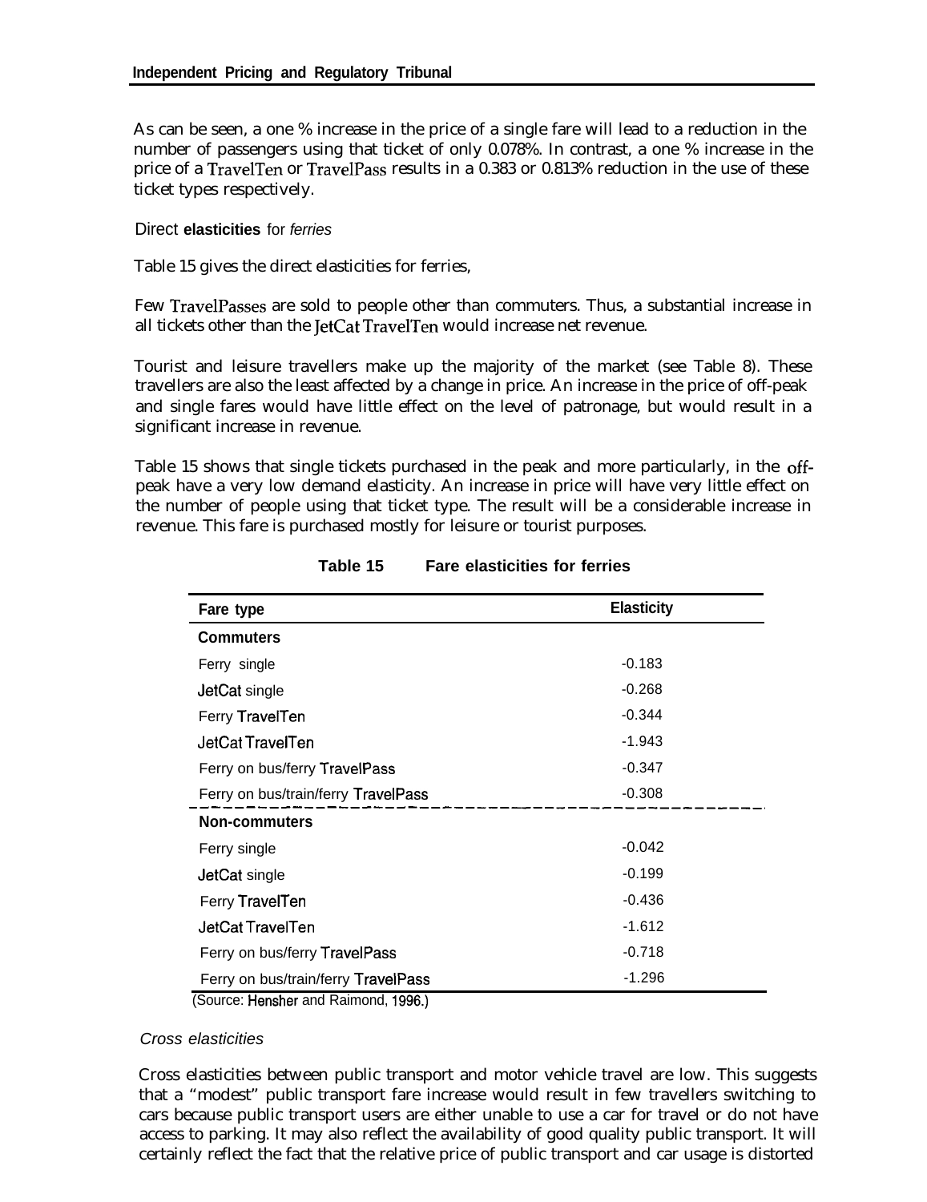As can be seen, a one % increase in the price of a single fare will lead to a reduction in the number of passengers using that ticket of only 0.078%. In contrast, a one % increase in the price of a TravelTen or TravelPass results in a 0.383 or 0.813% reduction in the use of these ticket types respectively.

Direct **elasticities** for *ferries*

Table 15 gives the direct elasticities for ferries,

Few TravelPasses are sold to people other than commuters. Thus, a substantial increase in all tickets other than the JetCat TravelTen would increase net revenue.

Tourist and leisure travellers make up the majority of the market (see Table 8). These travellers are also the least affected by a change in price. An increase in the price of off-peak and single fares would have little effect on the level of patronage, but would result in a significant increase in revenue.

Table 15 shows that single tickets purchased in the peak and more particularly, in the off-peak have a very low demand elasticity. An increase in price will have very little effect on the number of people using that ticket type. The result will be a considerable increase in revenue. This fare is purchased mostly for leisure or tourist purposes.

**Table 15 Fare elasticities for ferries**

| Fare type | Elasticity |
|---|---|
| **Commuters** | |
| Ferry single | -0.183 |
| JetCat single | -0.268 |
| Ferry TravelTen | -0.344 |
| JetCat TravelTen | -1.943 |
| Ferry on bus/ferry TravelPass | -0.347 |
| Ferry on bus/train/ferry TravelPass | -0.308 |
| **Non-commuters** | |
| Ferry single | -0.042 |
| JetCat single | -0.199 |
| Ferry TravelTen | -0.436 |
| JetCat TravelTen | -1.612 |
| Ferry on bus/ferry TravelPass | -0.718 |
| Ferry on bus/train/ferry TravelPass | -1.296 |

(Source: Hensher and Raimond, 1996.)

*Cross elasticities*

Cross elasticities between public transport and motor vehicle travel are low. This suggests that a "modest" public transport fare increase would result in few travellers switching to cars because public transport users are either unable to use a car for travel or do not have access to parking. It may also reflect the availability of good quality public transport. It will certainly reflect the fact that the relative price of public transport and car usage is distorted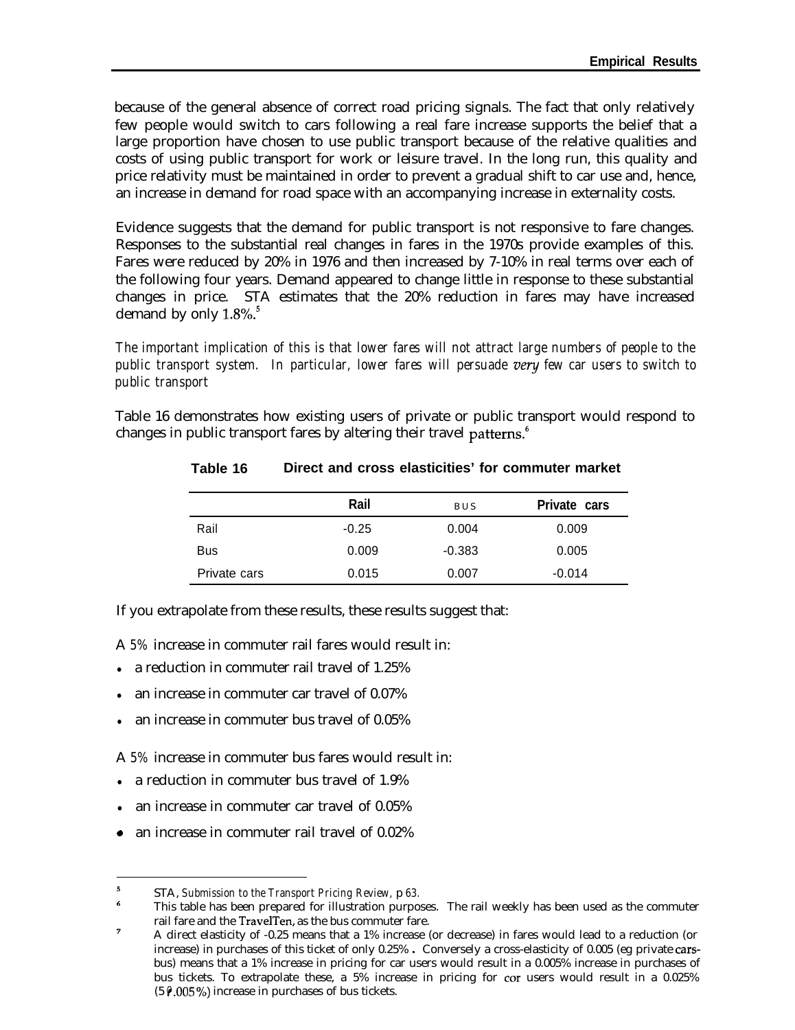because of the general absence of correct road pricing signals. The fact that only relatively few people would switch to cars following a real fare increase supports the belief that a large proportion have chosen to use public transport because of the relative qualities and costs of using public transport for work or leisure travel. In the long run, this quality and price relativity must be maintained in order to prevent a gradual shift to car use and, hence, an increase in demand for road space with an accompanying increase in externality costs.

Evidence suggests that the demand for public transport is not responsive to fare changes. Responses to the substantial real changes in fares in the 1970s provide examples of this. Fares were reduced by 20% in 1976 and then increased by 7-10% in real terms over each of the following four years. Demand appeared to change little in response to these substantial changes in price. STA estimates that the 20% reduction in fares may have increased demand by only 1.8%.[5]

*The important implication of this is that lower fares will not attract large numbers of people to the public transport system. In particular, lower fares will persuade very few car users to switch to public transport*

Table 16 demonstrates how existing users of private or public transport would respond to changes in public transport fares by altering their travel patterns.[6]

**Table 16 Direct and cross elasticities[7] for commuter market**

| | Rail | BUS | Private cars |
|---|---|---|---|
| Rail | -0.25 | 0.004 | 0.009 |
| Bus | 0.009 | -0.383 | 0.005 |
| Private cars | 0.015 | 0.007 | -0.014 |

If you extrapolate from these results, these results suggest that:

A 5% increase in commuter rail fares would result in:

- a reduction in commuter rail travel of 1.25%
- an increase in commuter car travel of 0.07%
- an increase in commuter bus travel of 0.05%

A 5% increase in commuter bus fares would result in:

- a reduction in commuter bus travel of 1.9%
- an increase in commuter car travel of 0.05%
- an increase in commuter rail travel of 0.02%

---

[5] STA, *Submission to the Transport Pricing Review,* p 63.

[6] This table has been prepared for illustration purposes. The rail weekly has been used as the commuter rail fare and the TravelTen, as the bus commuter fare.

[7] A direct elasticity of -0.25 means that a 1% increase (or decrease) in fares would lead to a reduction (or increase) in purchases of this ticket of only 0.25% . Conversely a cross-elasticity of 0.005 (eg private cars-bus) means that a 1% increase in pricing for car users would result in a 0.005% increase in purchases of bus tickets. To extrapolate these, a 5% increase in pricing for cor users would result in a 0.025% (5 .005%) increase in purchases of bus tickets.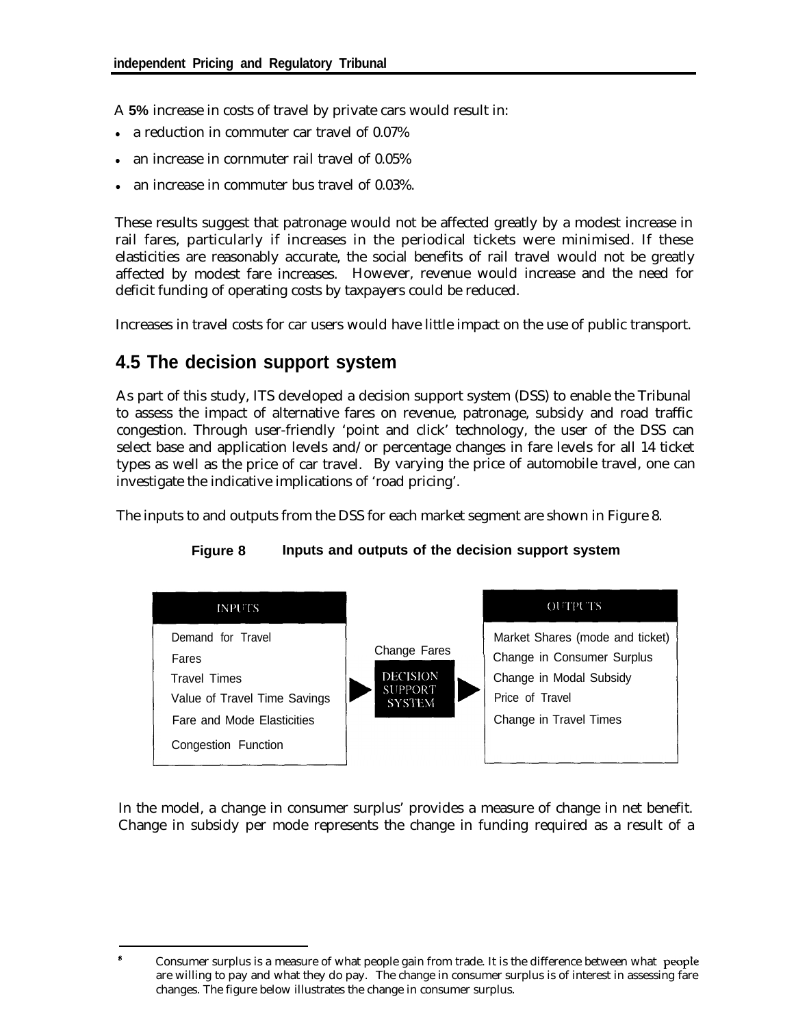A **5%** increase in costs of travel by private cars would result in:

- a reduction in commuter car travel of 0.07%
- an increase in cornmuter rail travel of 0.05%
- an increase in commuter bus travel of 0.03%.

These results suggest that patronage would not be affected greatly by a modest increase in rail fares, particularly if increases in the periodical tickets were minimised. If these elasticities are reasonably accurate, the social benefits of rail travel would not be greatly affected by modest fare increases. However, revenue would increase and the need for deficit funding of operating costs by taxpayers could be reduced.

Increases in travel costs for car users would have little impact on the use of public transport.

## 4.5 The decision support system

As part of this study, ITS developed a decision support system (DSS) to enable the Tribunal to assess the impact of alternative fares on revenue, patronage, subsidy and road traffic congestion. Through user-friendly 'point and click' technology, the user of the DSS can select base and application levels and/or percentage changes in fare levels for all 14 ticket types as well as the price of car travel. By varying the price of automobile travel, one can investigate the indicative implications of 'road pricing'.

The inputs to and outputs from the DSS for each market segment are shown in Figure 8.

**Figure 8 Inputs and outputs of the decision support system**

| INPUTS | | OUTPUTS |
|---|---|---|
| Demand for Travel | Change Fares | Market Shares (mode and ticket) |
| Fares | DECISION SUPPORT SYSTEM | Change in Consumer Surplus |
| Travel Times | | Change in Modal Subsidy |
| Value of Travel Time Savings | | Price of Travel |
| Fare and Mode Elasticities | | Change in Travel Times |
| Congestion Function | | |

In the model, a change in consumer surplus[8] provides a measure of change in net benefit. Change in subsidy per mode represents the change in funding required as a result of a

[8] Consumer surplus is a measure of what people gain from trade. It is the difference between what people are willing to pay and what they do pay. The change in consumer surplus is of interest in assessing fare changes. The figure below illustrates the change in consumer surplus.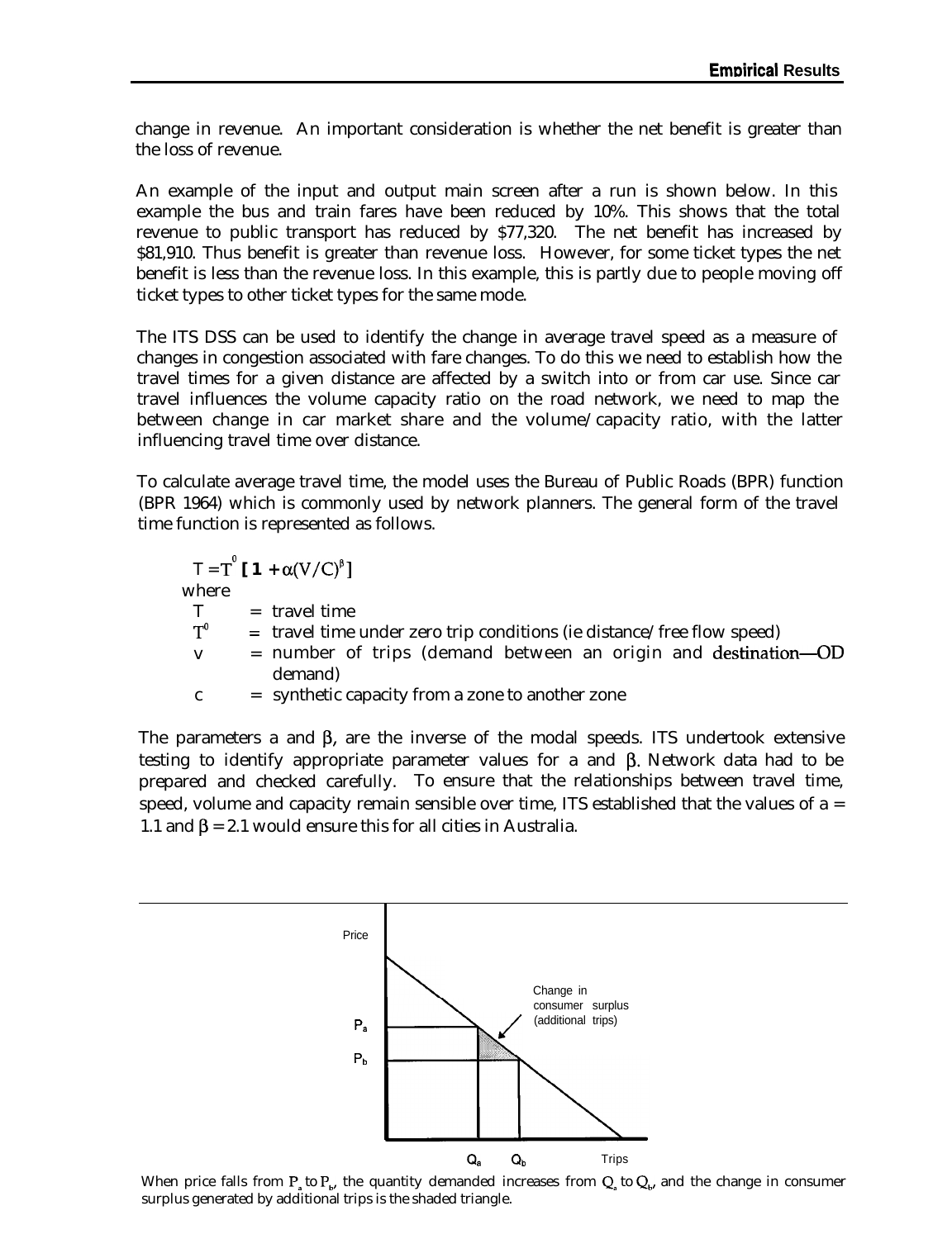change in revenue. An important consideration is whether the net benefit is greater than the loss of revenue.

An example of the input and output main screen after a run is shown below. In this example the bus and train fares have been reduced by 10%. This shows that the total revenue to public transport has reduced by $77,320. The net benefit has increased by $81,910. Thus benefit is greater than revenue loss. However, for some ticket types the net benefit is less than the revenue loss. In this example, this is partly due to people moving off ticket types to other ticket types for the same mode.

The ITS DSS can be used to identify the change in average travel speed as a measure of changes in congestion associated with fare changes. To do this we need to establish how the travel times for a given distance are affected by a switch into or from car use. Since car travel influences the volume capacity ratio on the road network, we need to map the between change in car market share and the volume/capacity ratio, with the latter influencing travel time over distance.

To calculate average travel time, the model uses the Bureau of Public Roads (BPR) function (BPR 1964) which is commonly used by network planners. The general form of the travel time function is represented as follows.

$$T = T^0 [1 + \alpha(V/C)^\beta]$$

where

- $T$ = travel time
- $T^0$ = travel time under zero trip conditions (ie distance/free flow speed)
- $v$ = number of trips (demand between an origin and destination—OD demand)
- $c$ = synthetic capacity from a zone to another zone

The parameters a and β, are the inverse of the modal speeds. ITS undertook extensive testing to identify appropriate parameter values for a and β. Network data had to be prepared and checked carefully. To ensure that the relationships between travel time, speed, volume and capacity remain sensible over time, ITS established that the values of a = 1.1 and β = 2.1 would ensure this for all cities in Australia.

When price falls from $P_a$ to $P_b$, the quantity demanded increases from $Q_a$ to $Q_b$, and the change in consumer surplus generated by additional trips is the shaded triangle.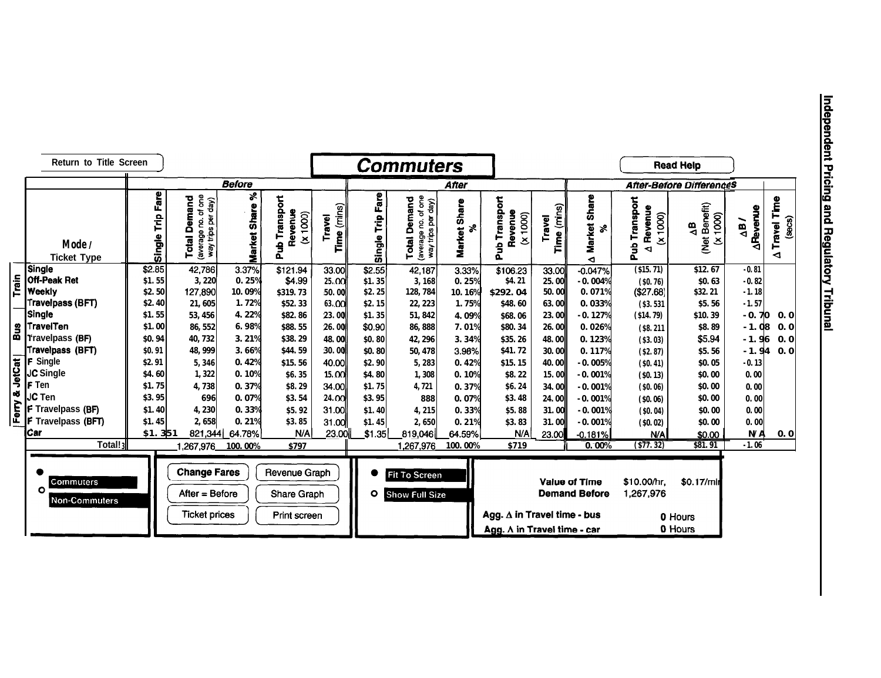Return to Title Screen

# Commuters

Read Help

| | Mode / Ticket Type | Before: Single Trip Fare | Before: Total Demand (average no. of one way trips per day) | Before: Market Share % | Before: Pub Transport Revenue (x 1000) | Before: Travel Time (mins) | After: Single Trip Fare | After: Total Demand (average no. of one way trips per day) | After: Market Share % | After: Pub Transport Revenue (x 1000) | After: Travel Time (mins) | After-Before Differences: Δ Market Share % | Pub Transport Δ Revenue (x 1000) | ΔB (Net Benefit) (x 1000) | ΔB / ΔRevenue | Δ Travel Time (secs) |
|---|---|---|---|---|---|---|---|---|---|---|---|---|---|---|---|---|
| Train | Single | $2.85 | 42,786 | 3.37% | $121.94 | 33.00 | $2.55 | 42,187 | 3.33% | $106.23 | 33.00 | -0.047% | ($15.71) | $12.67 | -0.81 | |
| Train | Off-Peak Ret | $1.55 | 3,220 | 0.25% | $4.99 | 25.00 | $1.35 | 3,168 | 0.25% | $4.21 | 25.00 | -0.004% | ($0.76) | $0.63 | -0.82 | |
| Train | Weekly | $2.50 | 127,890 | 10.09% | $319.73 | 50.00 | $2.25 | 128,784 | 10.16% | $292.04 | 50.00 | 0.071% | ($27.68) | $32.21 | -1.18 | |
| Train | Travelpass (BFT) | $2.40 | 21,605 | 1.72% | $52.33 | 63.00 | $2.15 | 22,223 | 1.75% | $48.60 | 63.00 | 0.033% | ($3.531) | $5.56 | -1.57 | |
| Bus | Single | $1.55 | 53,456 | 4.22% | $82.86 | 23.00 | $1.35 | 51,842 | 4.09% | $68.06 | 23.00 | -0.127% | ($14.79) | $10.39 | -0.70 | 0.0 |
| Bus | TravelTen | $1.00 | 86,552 | 6.98% | $88.55 | 26.00 | $0.90 | 86,888 | 7.01% | $80.34 | 26.00 | 0.026% | ($8.211) | $8.89 | -1.08 | 0.0 |
| Bus | Travelpass (BF) | $0.94 | 40,732 | 3.21% | $38.29 | 48.00 | $0.80 | 42,296 | 3.34% | $35.26 | 48.00 | 0.123% | ($3.03) | $5.94 | -1.96 | 0.0 |
| Bus | Travelpass (BFT) | $0.91 | 48,999 | 3.66% | $44.59 | 30.00 | $0.80 | 50,478 | 3.98% | $41.72 | 30.00 | 0.117% | ($2.87) | $5.56 | -1.94 | 0.0 |
| Ferry & JetCat | F Single | $2.91 | 5,346 | 0.42% | $15.56 | 40.00 | $2.90 | 5,283 | 0.42% | $15.15 | 40.00 | -0.005% | ($0.41) | $0.05 | -0.13 | |
| Ferry & JetCat | JC Single | $4.60 | 1,322 | 0.10% | $6.35 | 15.00 | $4.80 | 1,308 | 0.10% | $8.22 | 15.00 | -0.001% | ($0.13) | $0.00 | 0.00 | |
| Ferry & JetCat | F Ten | $1.75 | 4,738 | 0.37% | $8.29 | 34.00 | $1.75 | 4,721 | 0.37% | $6.24 | 34.00 | -0.001% | ($0.06) | $0.00 | 0.00 | |
| Ferry & JetCat | JC Ten | $3.95 | 696 | 0.07% | $3.54 | 24.00 | $3.95 | 888 | 0.07% | $3.48 | 24.00 | -0.001% | ($0.06) | $0.00 | 0.00 | |
| Ferry & JetCat | F Travelpass (BF) | $1.40 | 4,230 | 0.33% | $5.92 | 31.00 | $1.40 | 4,215 | 0.33% | $5.88 | 31.00 | -0.001% | ($0.04) | $0.00 | 0.00 | |
| Ferry & JetCat | F Travelpass (BFT) | $1.45 | 2,658 | 0.21% | $3.85 | 31.00 | $1.45 | 2,650 | 0.21% | $3.83 | 31.00 | -0.001% | ($0.02) | $0.00 | 0.00 | |
| | Car | $1.351 | 821,344 | 64.78% | N/A | 23.00 | $1.35 | 819,046 | 64.59% | N/A | 23.00 | -0.181% | N/A | $0.00 | N/A | 0.0 |
| | Total! | | 1,267,976 | 100.00% | $797 | | | 1,267,976 | 100.00% | $719 | | 0.00% | ($77.32) | $81.91 | -1.06 | |

● Commuters
○ Non-Commuters

Change Fares | Revenue Graph | After = Before | Share Graph | Ticket prices | Print screen

● Fit To Screen
○ Show Full Size

Value of Time: $10.00/hr, $0.17/min
Demand Before: 1,267,976

Agg. Δ in Travel time - bus: 0 Hours
Agg. Δ in Travel time - car: 0 Hours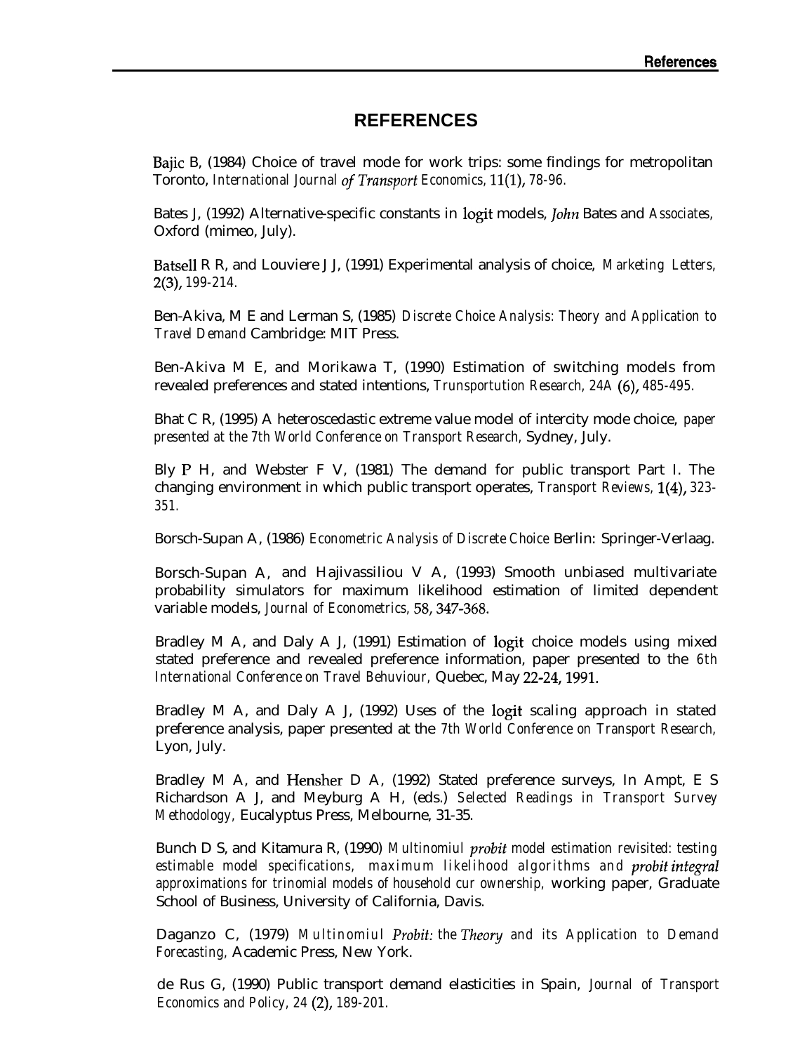# REFERENCES

Bajic B, (1984) Choice of travel mode for work trips: some findings for metropolitan Toronto, *International Journal of Transport Economics, 11(1), 78-96.*

Bates J, (1992) Alternative-specific constants in logit models, *John* Bates and *Associates,* Oxford (mimeo, July).

Batsell R R, and Louviere J J, (1991) Experimental analysis of choice, *Marketing Letters,* 2(3), *199-214.*

Ben-Akiva, M E and Lerman S, (1985) *Discrete Choice Analysis: Theory and Application to Travel Demand* Cambridge: MIT Press.

Ben-Akiva M E, and Morikawa T, (1990) Estimation of switching models from revealed preferences and stated intentions, *Trunsportution Research, 24A* (6), *485-495.*

Bhat C R, (1995) A heteroscedastic extreme value model of intercity mode choice, *paper presented at the 7th World Conference on Transport Research,* Sydney, July.

Bly P H, and Webster F V, (1981) The demand for public transport Part I. The changing environment in which public transport operates, *Transport Reviews,* 1(4), *323-351.*

Borsch-Supan A, (1986) *Econometric Analysis of Discrete Choice* Berlin: Springer-Verlaag.

Borsch-Supan A, and Hajivassiliou V A, (1993) Smooth unbiased multivariate probability simulators for maximum likelihood estimation of limited dependent variable models, *Journal of Econometrics,* 58, 347-368.

Bradley M A, and Daly A J, (1991) Estimation of logit choice models using mixed stated preference and revealed preference information, paper presented to the *6th International Conference on Travel Behuviour,* Quebec, May 22-24, 1991.

Bradley M A, and Daly A J, (1992) Uses of the logit scaling approach in stated preference analysis, paper presented at the *7th World Conference on Transport Research,* Lyon, July.

Bradley M A, and Hensher D A, (1992) Stated preference surveys, In Ampt, E S Richardson A J, and Meyburg A H, (eds.) *Selected Readings in Transport Survey Methodology,* Eucalyptus Press, Melbourne, 31-35.

Bunch D S, and Kitamura R, (1990) *Multinomiul probit model estimation revisited: testing estimable model specifications, maximum likelihood algorithms and probit integral approximations for trinomial models of household cur ownership,* working paper, Graduate School of Business, University of California, Davis.

Daganzo C, (1979) *Multinomiul Probit: the Theory and its Application to Demand Forecasting,* Academic Press, New York.

de Rus G, (1990) Public transport demand elasticities in Spain, *Journal of Transport Economics and Policy, 24* (2), *189-201.*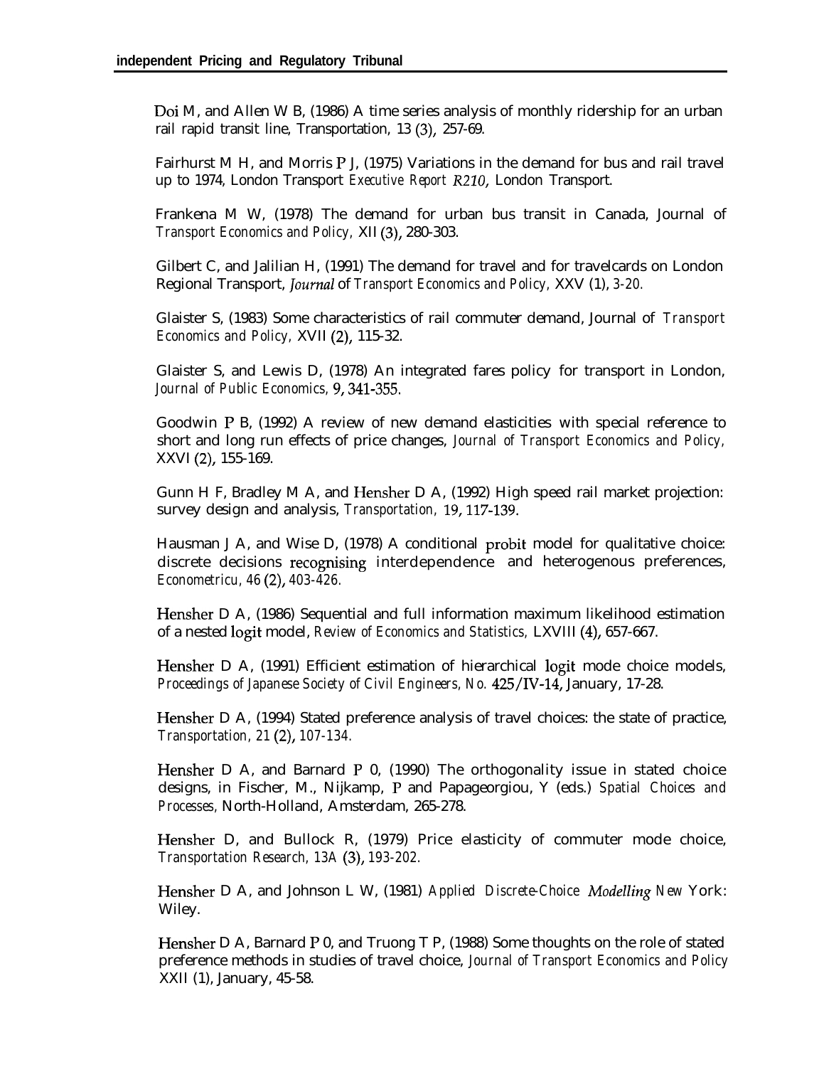Doi M, and Allen W B, (1986) A time series analysis of monthly ridership for an urban rail rapid transit line, Transportation, 13 (3), 257-69.

Fairhurst M H, and Morris P J, (1975) Variations in the demand for bus and rail travel up to 1974, London Transport *Executive Report R210*, London Transport.

Frankena M W, (1978) The demand for urban bus transit in Canada, Journal of *Transport Economics and Policy,* XII (3), 280-303.

Gilbert C, and Jalilian H, (1991) The demand for travel and for travelcards on London Regional Transport, *Journal of Transport Economics and Policy,* XXV (1), *3-20.*

Glaister S, (1983) Some characteristics of rail commuter demand, Journal of *Transport Economics and Policy,* XVII (2), 115-32.

Glaister S, and Lewis D, (1978) An integrated fares policy for transport in London, *Journal of Public Economics,* 9, 341-355.

Goodwin P B, (1992) A review of new demand elasticities with special reference to short and long run effects of price changes, *Journal of Transport Economics and Policy,* XXVI (2), 155-169.

Gunn H F, Bradley M A, and Hensher D A, (1992) High speed rail market projection: survey design and analysis, *Transportation,* 19, 117-139.

Hausman J A, and Wise D, (1978) A conditional probit model for qualitative choice: discrete decisions recognising interdependence and heterogenous preferences, *Econometricu, 46* (2), *403-426.*

Hensher D A, (1986) Sequential and full information maximum likelihood estimation of a nested logit model, *Review of Economics and Statistics,* LXVIII (4), 657-667.

Hensher D A, (1991) Efficient estimation of hierarchical logit mode choice models, *Proceedings of Japanese Society of Civil Engineers, No.* 425/IV-14, January, 17-28.

Hensher D A, (1994) Stated preference analysis of travel choices: the state of practice, *Transportation, 21* (2), *107-134.*

Hensher D A, and Barnard P 0, (1990) The orthogonality issue in stated choice designs, in Fischer, M., Nijkamp, P and Papageorgiou, Y (eds.) *Spatial Choices and Processes,* North-Holland, Amsterdam, 265-278.

Hensher D, and Bullock R, (1979) Price elasticity of commuter mode choice, *Transportation Research, 13A* (3), *193-202.*

Hensher D A, and Johnson L W, (1981) *Applied Discrete-Choice Modelling New* York: Wiley.

Hensher D A, Barnard P 0, and Truong T P, (1988) Some thoughts on the role of stated preference methods in studies of travel choice, *Journal of Transport Economics and Policy* XXII (1), January, 45-58.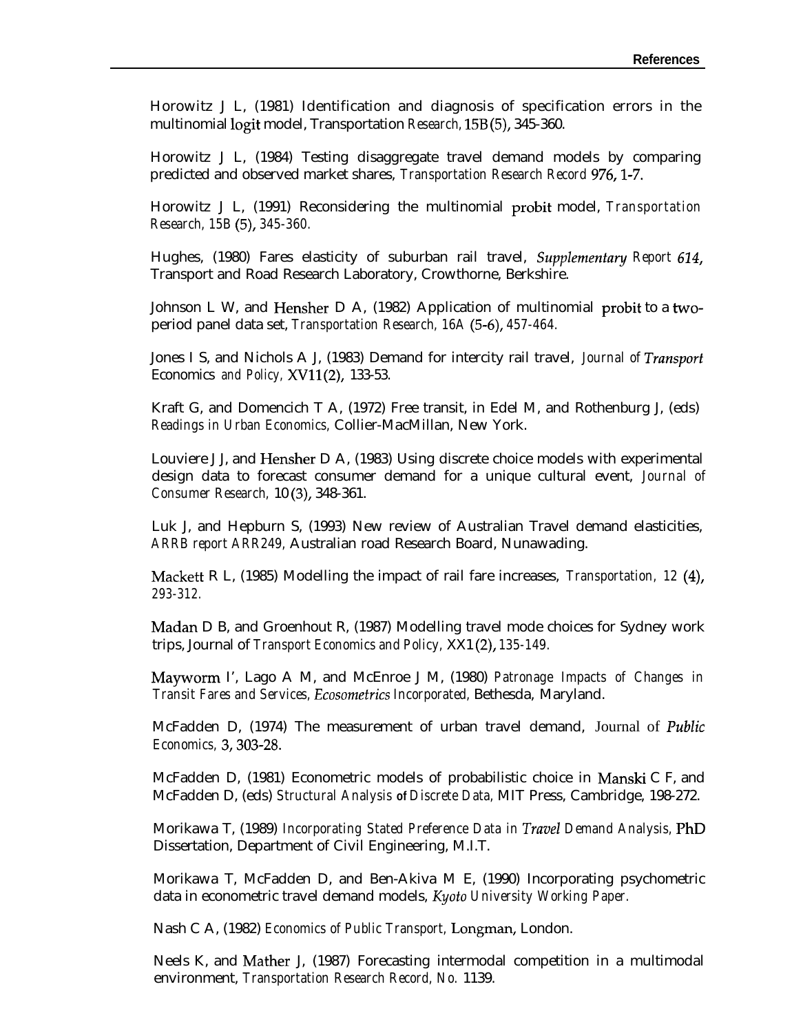Horowitz J L, (1981) Identification and diagnosis of specification errors in the multinomial logit model, Transportation *Research,* 15B(5), 345-360.

Horowitz J L, (1984) Testing disaggregate travel demand models by comparing predicted and observed market shares, *Transportation Research Record* 976, 1-7.

Horowitz J L, (1991) Reconsidering the multinomial probit model, *Transportation Research, 15B* (5), *345-360.*

Hughes, (1980) Fares elasticity of suburban rail travel, *Supplementary Report* 614, Transport and Road Research Laboratory, Crowthorne, Berkshire.

Johnson L W, and Hensher D A, (1982) Application of multinomial probit to a two-period panel data set, *Transportation Research, 16A* (5-6), *457-464.*

Jones I S, and Nichols A J, (1983) Demand for intercity rail travel, *Journal of Transport* Economics *and Policy,* XV11(2), 133-53.

Kraft G, and Domencich T A, (1972) Free transit, in Edel M, and Rothenburg J, (eds) *Readings in Urban Economics,* Collier-MacMillan, New York.

Louviere J J, and Hensher D A, (1983) Using discrete choice models with experimental design data to forecast consumer demand for a unique cultural event, *Journal of Consumer Research,* 10(3), 348-361.

Luk J, and Hepburn S, (1993) New review of Australian Travel demand elasticities, *ARRB report ARR249,* Australian road Research Board, Nunawading.

Mackett R L, (1985) Modelling the impact of rail fare increases, *Transportation, 12* (4), *293-312.*

Madan D B, and Groenhout R, (1987) Modelling travel mode choices for Sydney work trips, Journal of *Transport Economics and Policy,* XX1(2), *135-149.*

Mayworm I', Lago A M, and McEnroe J M, (1980) *Patronage Impacts of Changes in Transit Fares and Services, Ecosometrics Incorporated,* Bethesda, Maryland.

McFadden D, (1974) The measurement of urban travel demand, Journal of *Public Economics,* 3, 303-28.

McFadden D, (1981) Econometric models of probabilistic choice in Manski C F, and McFadden D, (eds) *Structural Analysis of Discrete Data,* MIT Press, Cambridge, 198-272.

Morikawa T, (1989) *Incorporating Stated Preference Data in Travel Demand Analysis,* PhD Dissertation, Department of Civil Engineering, M.I.T.

Morikawa T, McFadden D, and Ben-Akiva M E, (1990) Incorporating psychometric data in econometric travel demand models, *Kyoto University Working Paper.*

Nash C A, (1982) *Economics of Public Transport,* Longman, London.

Neels K, and Mather J, (1987) Forecasting intermodal competition in a multimodal environment, *Transportation Research Record, No.* 1139.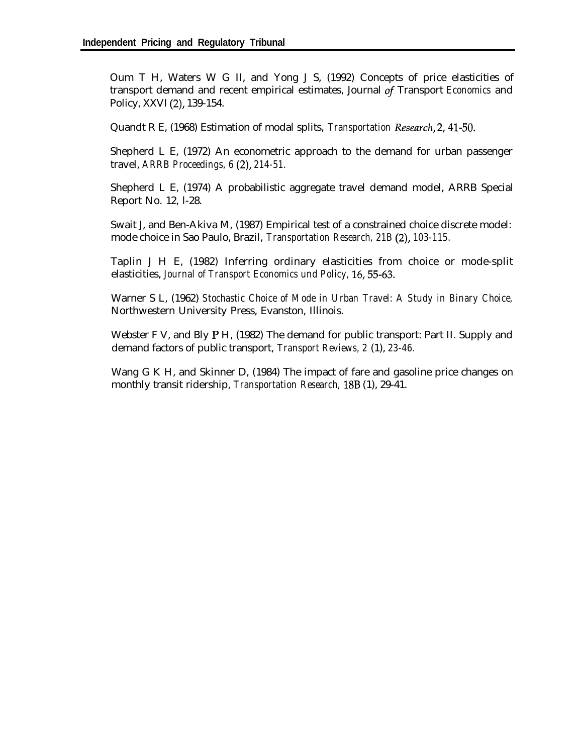Oum T H, Waters W G II, and Yong J S, (1992) Concepts of price elasticities of transport demand and recent empirical estimates, Journal *of* Transport *Economics* and Policy, XXVI (2), 139-154.

Quandt R E, (1968) Estimation of modal splits, *Transportation Research*, 2, 41-50.

Shepherd L E, (1972) An econometric approach to the demand for urban passenger travel, *ARRB Proceedings, 6* (2), *214-51.*

Shepherd L E, (1974) A probabilistic aggregate travel demand model, ARRB Special Report No. 12, l-28.

Swait J, and Ben-Akiva M, (1987) Empirical test of a constrained choice discrete model: mode choice in Sao Paulo, Brazil, *Transportation Research, 21B* (2), *103-115.*

Taplin J H E, (1982) Inferring ordinary elasticities from choice or mode-split elasticities, *Journal of Transport Economics und Policy,* 16, 55-63.

Warner S L, (1962) *Stochastic Choice of Mode in Urban Travel: A Study in Binary Choice,* Northwestern University Press, Evanston, Illinois.

Webster F V, and Bly P H, (1982) The demand for public transport: Part II. Supply and demand factors of public transport, *Transport Reviews, 2* (1), *23-46.*

Wang G K H, and Skinner D, (1984) The impact of fare and gasoline price changes on monthly transit ridership, *Transportation Research,* 18B (1), 29-41.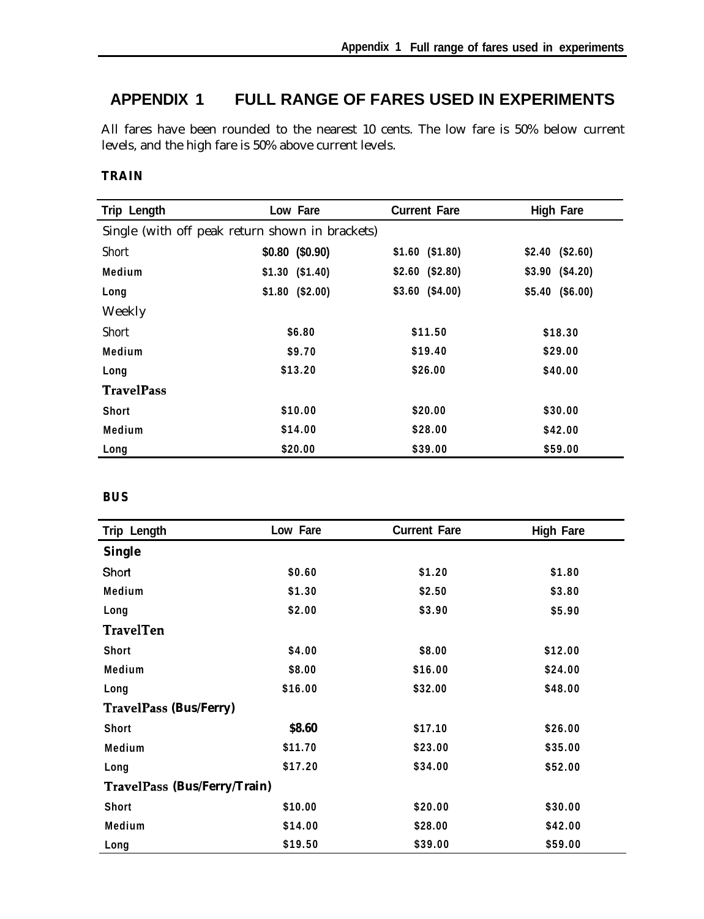# APPENDIX 1 FULL RANGE OF FARES USED IN EXPERIMENTS

All fares have been rounded to the nearest 10 cents. The low fare is 50% below current levels, and the high fare is 50% above current levels.

**TRAIN**

| Trip Length | Low Fare | Current Fare | High Fare |
|---|---|---|---|
| Single (with off peak return shown in brackets) | | | |
| Short | $0.80 ($0.90) | $1.60 ($1.80) | $2.40 ($2.60) |
| Medium | $1.30 ($1.40) | $2.60 ($2.80) | $3.90 ($4.20) |
| Long | $1.80 ($2.00) | $3.60 ($4.00) | $5.40 ($6.00) |
| Weekly | | | |
| Short | $6.80 | $11.50 | $18.30 |
| Medium | $9.70 | $19.40 | $29.00 |
| Long | $13.20 | $26.00 | $40.00 |
| TravelPass | | | |
| Short | $10.00 | $20.00 | $30.00 |
| Medium | $14.00 | $28.00 | $42.00 |
| Long | $20.00 | $39.00 | $59.00 |

**BUS**

| Trip Length | Low Fare | Current Fare | High Fare |
|---|---|---|---|
| **Single** | | | |
| Short | $0.60 | $1.20 | $1.80 |
| Medium | $1.30 | $2.50 | $3.80 |
| Long | $2.00 | $3.90 | $5.90 |
| **TravelTen** | | | |
| Short | $4.00 | $8.00 | $12.00 |
| Medium | $8.00 | $16.00 | $24.00 |
| Long | $16.00 | $32.00 | $48.00 |
| **TravelPass (Bus/Ferry)** | | | |
| Short | $8.60 | $17.10 | $26.00 |
| Medium | $11.70 | $23.00 | $35.00 |
| Long | $17.20 | $34.00 | $52.00 |
| **TravelPass (Bus/Ferry/Train)** | | | |
| Short | $10.00 | $20.00 | $30.00 |
| Medium | $14.00 | $28.00 | $42.00 |
| Long | $19.50 | $39.00 | $59.00 |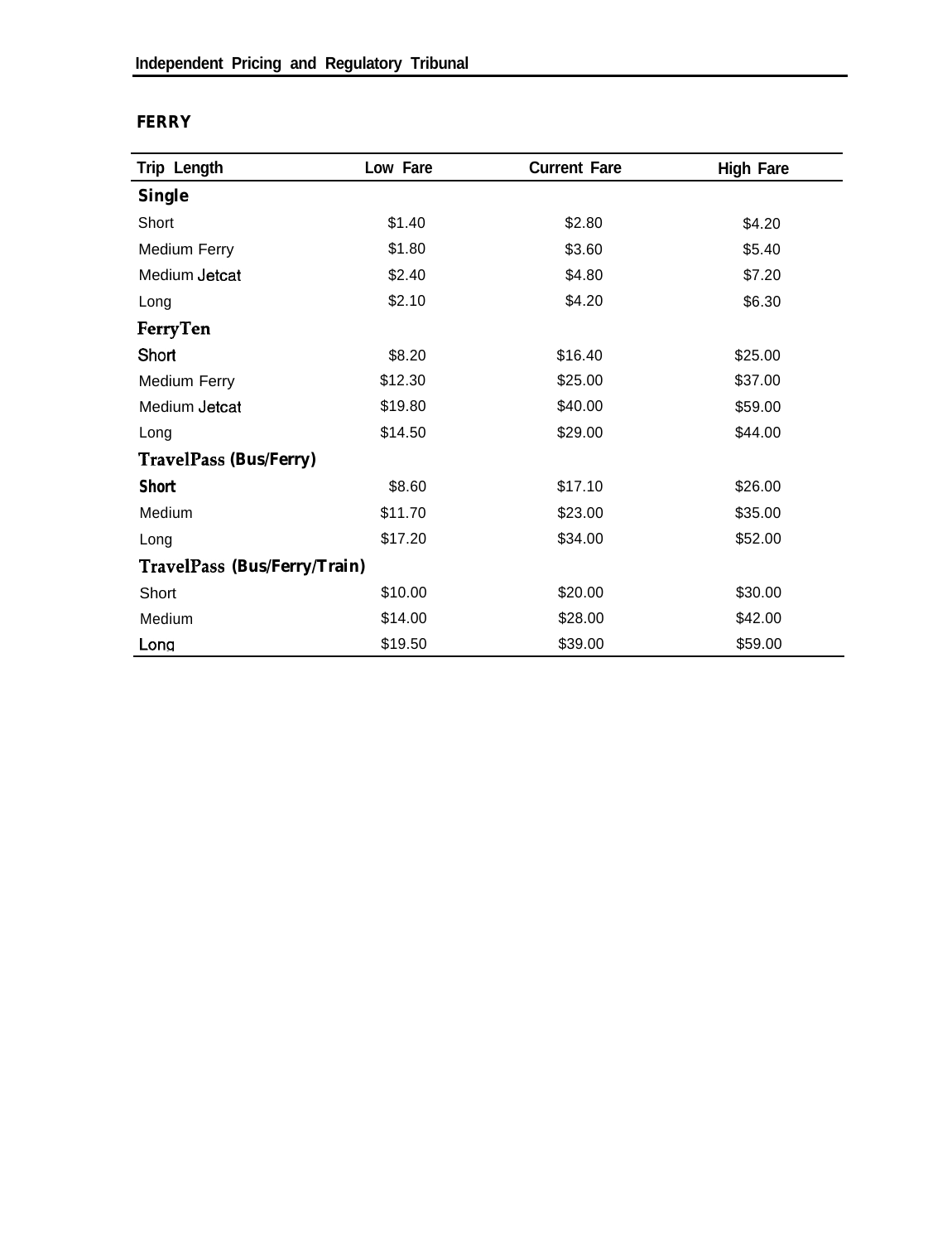**FERRY**

| Trip Length | Low Fare | Current Fare | High Fare |
|---|---|---|---|
| **Single** | | | |
| Short | $1.40 | $2.80 | $4.20 |
| Medium Ferry | $1.80 | $3.60 | $5.40 |
| Medium Jetcat | $2.40 | $4.80 | $7.20 |
| Long | $2.10 | $4.20 | $6.30 |
| **FerryTen** | | | |
| Short | $8.20 | $16.40 | $25.00 |
| Medium Ferry | $12.30 | $25.00 | $37.00 |
| Medium Jetcat | $19.80 | $40.00 | $59.00 |
| Long | $14.50 | $29.00 | $44.00 |
| **TravelPass (Bus/Ferry)** | | | |
| Short | $8.60 | $17.10 | $26.00 |
| Medium | $11.70 | $23.00 | $35.00 |
| Long | $17.20 | $34.00 | $52.00 |
| **TravelPass (Bus/Ferry/Train)** | | | |
| Short | $10.00 | $20.00 | $30.00 |
| Medium | $14.00 | $28.00 | $42.00 |
| Long | $19.50 | $39.00 | $59.00 |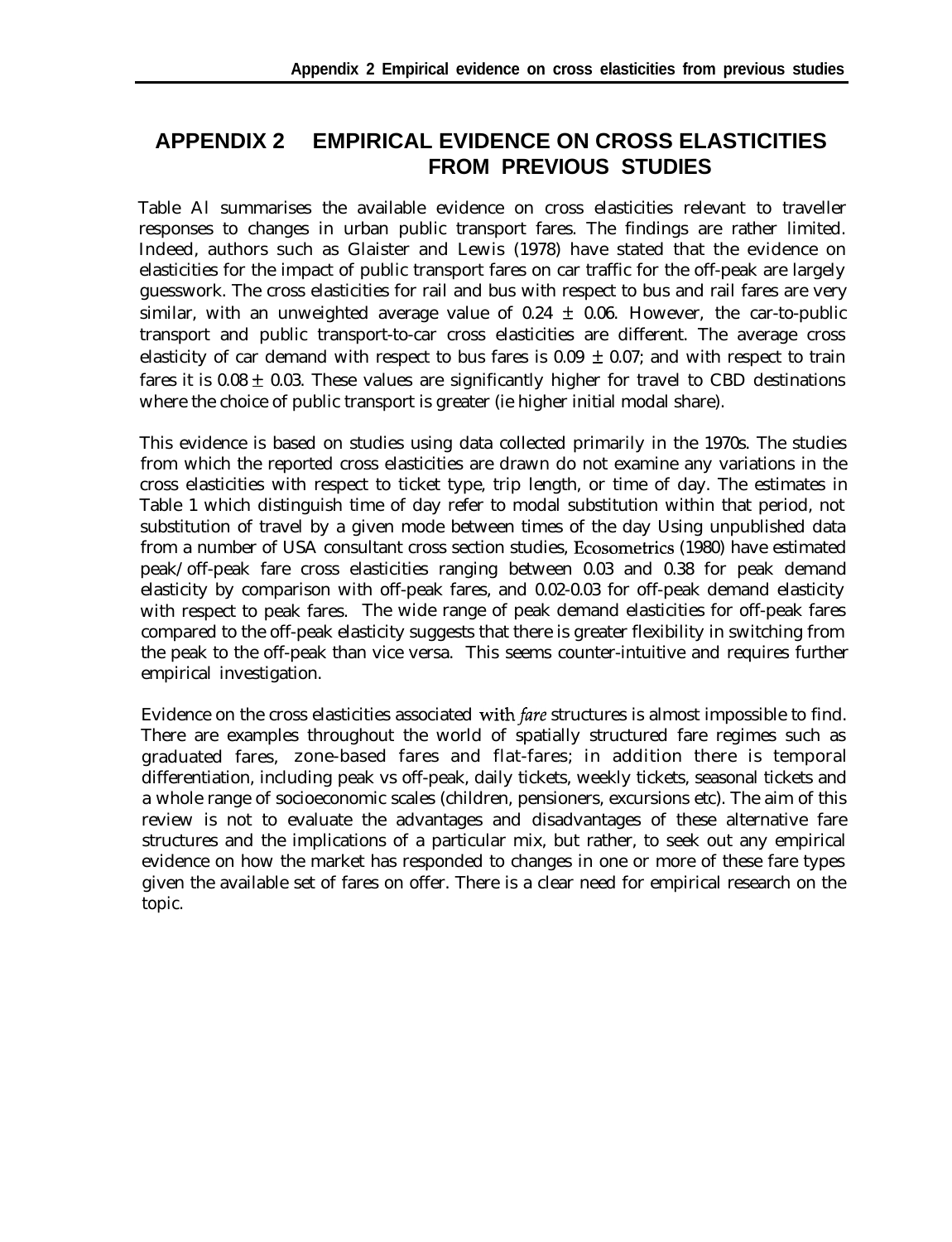# APPENDIX 2 EMPIRICAL EVIDENCE ON CROSS ELASTICITIES FROM PREVIOUS STUDIES

Table Al summarises the available evidence on cross elasticities relevant to traveller responses to changes in urban public transport fares. The findings are rather limited. Indeed, authors such as Glaister and Lewis (1978) have stated that the evidence on elasticities for the impact of public transport fares on car traffic for the off-peak are largely guesswork. The cross elasticities for rail and bus with respect to bus and rail fares are very similar, with an unweighted average value of $0.24 \pm 0.06$. However, the car-to-public transport and public transport-to-car cross elasticities are different. The average cross elasticity of car demand with respect to bus fares is $0.09 \pm 0.07$; and with respect to train fares it is $0.08 \pm 0.03$. These values are significantly higher for travel to CBD destinations where the choice of public transport is greater (ie higher initial modal share).

This evidence is based on studies using data collected primarily in the 1970s. The studies from which the reported cross elasticities are drawn do not examine any variations in the cross elasticities with respect to ticket type, trip length, or time of day. The estimates in Table 1 which distinguish time of day refer to modal substitution within that period, not substitution of travel by a given mode between times of the day Using unpublished data from a number of USA consultant cross section studies, Ecosometrics (1980) have estimated peak/off-peak fare cross elasticities ranging between 0.03 and 0.38 for peak demand elasticity by comparison with off-peak fares, and 0.02-0.03 for off-peak demand elasticity with respect to peak fares. The wide range of peak demand elasticities for off-peak fares compared to the off-peak elasticity suggests that there is greater flexibility in switching from the peak to the off-peak than vice versa. This seems counter-intuitive and requires further empirical investigation.

Evidence on the cross elasticities associated with *fare* structures is almost impossible to find. There are examples throughout the world of spatially structured fare regimes such as graduated fares, zone-based fares and flat-fares; in addition there is temporal differentiation, including peak vs off-peak, daily tickets, weekly tickets, seasonal tickets and a whole range of socioeconomic scales (children, pensioners, excursions etc). The aim of this review is not to evaluate the advantages and disadvantages of these alternative fare structures and the implications of a particular mix, but rather, to seek out any empirical evidence on how the market has responded to changes in one or more of these fare types given the available set of fares on offer. There is a clear need for empirical research on the topic.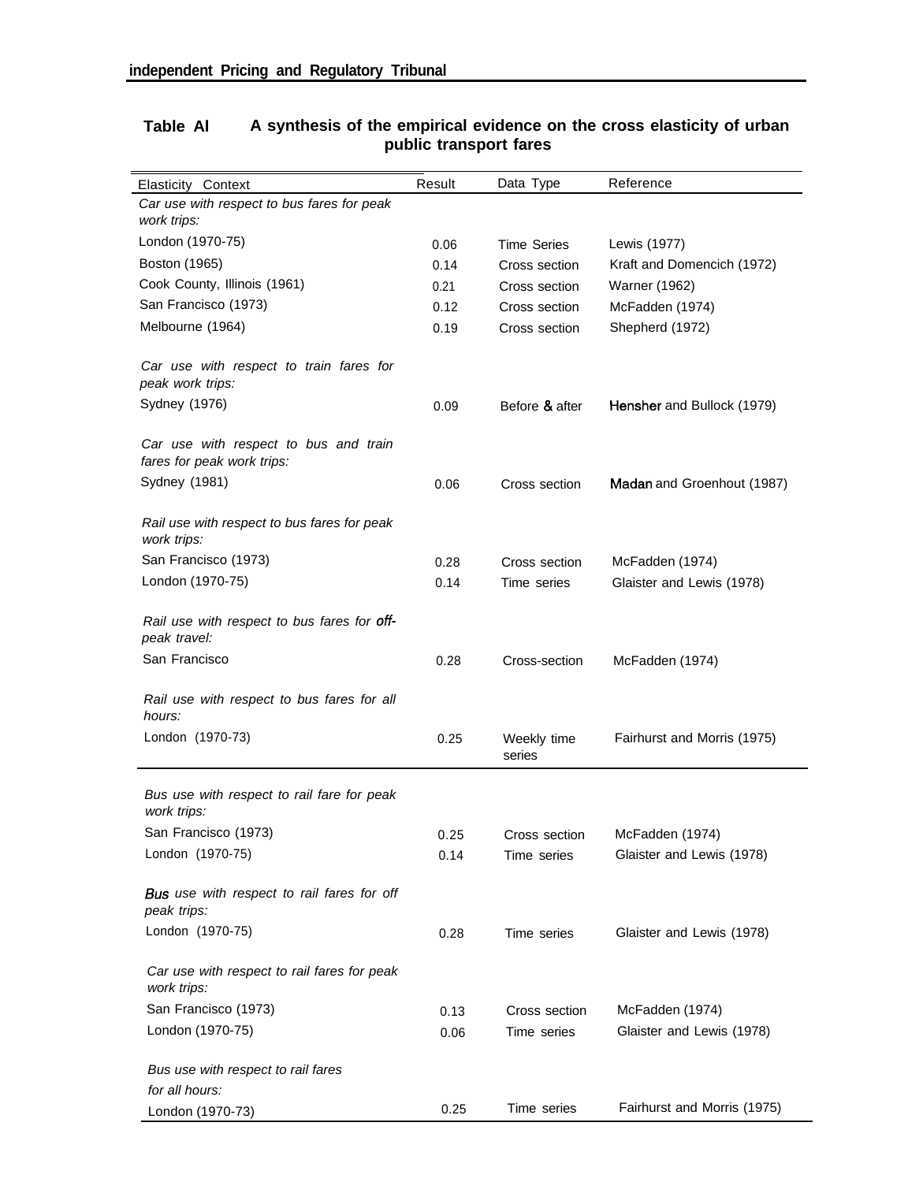**Table Al A synthesis of the empirical evidence on the cross elasticity of urban public transport fares**

| Elasticity Context | Result | Data Type | Reference |
|---|---|---|---|
| *Car use with respect to bus fares for peak work trips:* | | | |
| London (1970-75) | 0.06 | Time Series | Lewis (1977) |
| Boston (1965) | 0.14 | Cross section | Kraft and Domencich (1972) |
| Cook County, Illinois (1961) | 0.21 | Cross section | Warner (1962) |
| San Francisco (1973) | 0.12 | Cross section | McFadden (1974) |
| Melbourne (1964) | 0.19 | Cross section | Shepherd (1972) |
| *Car use with respect to train fares for peak work trips:* | | | |
| Sydney (1976) | 0.09 | Before & after | Hensher and Bullock (1979) |
| *Car use with respect to bus and train fares for peak work trips:* | | | |
| Sydney (1981) | 0.06 | Cross section | Madan and Groenhout (1987) |
| *Rail use with respect to bus fares for peak work trips:* | | | |
| San Francisco (1973) | 0.28 | Cross section | McFadden (1974) |
| London (1970-75) | 0.14 | Time series | Glaister and Lewis (1978) |
| *Rail use with respect to bus fares for off-peak travel:* | | | |
| San Francisco | 0.28 | Cross-section | McFadden (1974) |
| *Rail use with respect to bus fares for all hours:* | | | |
| London (1970-73) | 0.25 | Weekly time series | Fairhurst and Morris (1975) |
| *Bus use with respect to rail fare for peak work trips:* | | | |
| San Francisco (1973) | 0.25 | Cross section | McFadden (1974) |
| London (1970-75) | 0.14 | Time series | Glaister and Lewis (1978) |
| *Bus use with respect to rail fares for off peak trips:* | | | |
| London (1970-75) | 0.28 | Time series | Glaister and Lewis (1978) |
| *Car use with respect to rail fares for peak work trips:* | | | |
| San Francisco (1973) | 0.13 | Cross section | McFadden (1974) |
| London (1970-75) | 0.06 | Time series | Glaister and Lewis (1978) |
| *Bus use with respect to rail fares for all hours:* | | | |
| London (1970-73) | 0.25 | Time series | Fairhurst and Morris (1975) |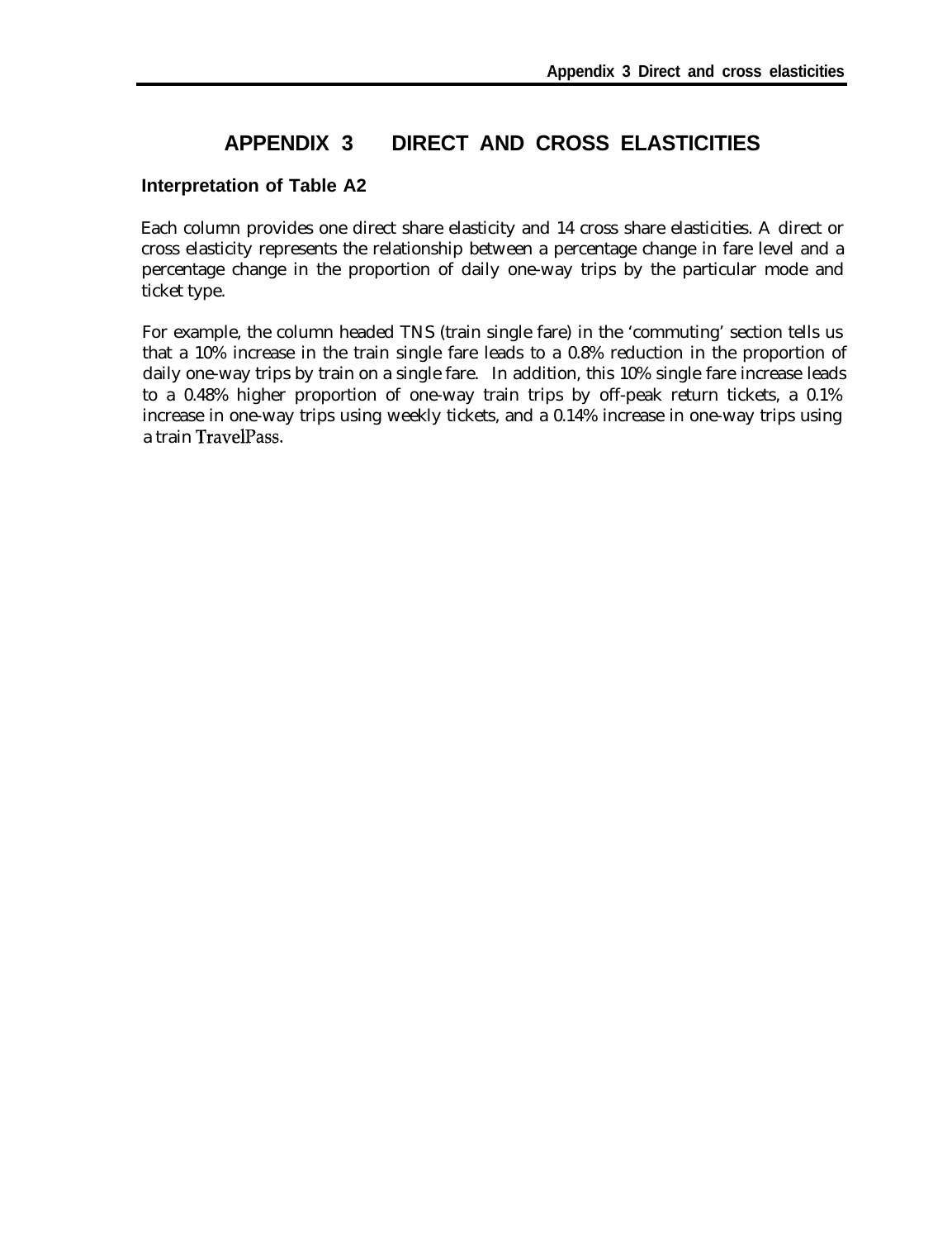# APPENDIX 3 DIRECT AND CROSS ELASTICITIES

### Interpretation of Table A2

Each column provides one direct share elasticity and 14 cross share elasticities. A direct or cross elasticity represents the relationship between a percentage change in fare level and a percentage change in the proportion of daily one-way trips by the particular mode and ticket type.

For example, the column headed TNS (train single fare) in the 'commuting' section tells us that a 10% increase in the train single fare leads to a 0.8% reduction in the proportion of daily one-way trips by train on a single fare. In addition, this 10% single fare increase leads to a 0.48% higher proportion of one-way train trips by off-peak return tickets, a 0.1% increase in one-way trips using weekly tickets, and a 0.14% increase in one-way trips using a train TravelPass.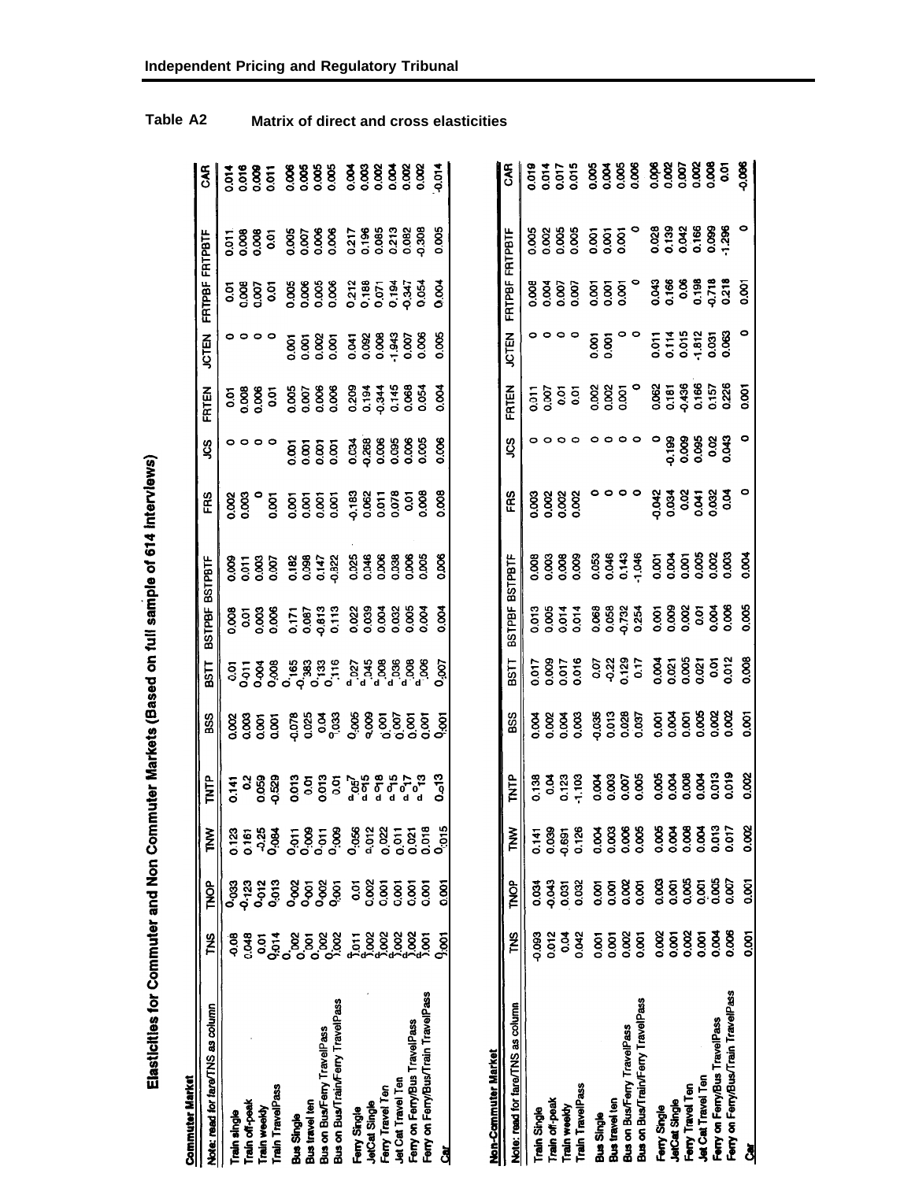**Table A2 Matrix of direct and cross elasticities**

## Elasticities for Commuter and Non Commuter Markets (Based on full sample of 614 interviews)

**Commuter Market**

| Note: read for fare/TNS as column | TNS | TNOP | TNW | TNTP | BSS | BSTT | BSTPBF | BSTPBTF | FRS | JCS | FRTEN | JCTEN | FRTPBF | FRTPBTF | CAR |
|---|---|---|---|---|---|---|---|---|---|---|---|---|---|---|---|
| Train single | -0.08 | 0.033 | 0.123 | 0.141 | 0.002 | 0.01 | 0.008 | 0.009 | 0.002 | 0 | 0.01 | 0 | 0.01 | 0.011 | 0.014 |
| Train off-peak | 0.048 | -0.123 | 0.161 | 0.2 | 0.003 | 0.011 | 0.01 | 0.011 | 0.003 | 0 | 0.008 | 0 | 0.008 | 0.008 | 0.016 |
| Train weekly | 0.01 | 0.012 | -0.25 | 0.059 | 0.001 | 0.004 | 0.003 | 0.003 | 0 | 0 | 0.006 | 0 | 0.007 | 0.008 | 0.009 |
| Train TravelPass | 0.014 | 0.013 | 0.084 | -0.529 | 0.001 | 0.008 | 0.006 | 0.007 | 0.001 | 0 | 0.01 | 0 | 0.01 | 0.01 | 0.011 |
| Bus Single | 0.002 | 0.002 | 0.011 | 0.013 | -0.078 | 0.165 | 0.171 | 0.182 | 0.001 | 0.001 | 0.005 | 0.001 | 0.005 | 0.005 | 0.006 |
| Bus travel ten | 0.001 | 0.001 | 0.009 | 0.01 | 0.025 | -0.383 | 0.087 | 0.098 | 0.001 | 0.001 | 0.007 | 0.001 | 0.006 | 0.007 | 0.005 |
| Bus on Bus/Ferry TravelPass | 0.002 | 0.002 | 0.011 | 0.013 | 0.04 | 0.133 | -0.813 | 0.147 | 0.001 | 0.001 | 0.006 | 0.002 | 0.005 | 0.006 | 0.005 |
| Bus on Bus/Train/Ferry TravelPass | 0.002 | 0.001 | 0.009 | 0.01 | 0.033 | 0.116 | 0.113 | -0.822 | 0.001 | 0.001 | 0.006 | 0.001 | 0.006 | 0.006 | 0.005 |
| Ferry Single | 0.011 | 0.01 | 0.056 | 0.057 | 0.005 | 0.027 | 0.022 | 0.025 | -0.183 | 0.034 | 0.209 | 0.041 | 0.212 | 0.217 | 0.004 |
| JetCat Single | 0.002 | 0.002 | 0.012 | 0.015 | 0.009 | 0.045 | 0.039 | 0.046 | 0.062 | -0.268 | 0.194 | 0.092 | 0.188 | 0.196 | 0.003 |
| Ferry Travel Ten | 0.002 | 0.001 | 0.022 | 0.018 | 0.001 | 0.008 | 0.004 | 0.006 | 0.011 | 0.006 | -0.344 | 0.008 | 0.071 | 0.085 | 0.002 |
| Jet Cat Travel Ten | 0.002 | 0.001 | 0.011 | 0.015 | 0.007 | 0.036 | 0.032 | 0.038 | 0.078 | 0.095 | 0.145 | -1.943 | 0.194 | 0.213 | 0.004 |
| Ferry on Ferry/Bus TravelPass | 0.002 | 0.001 | 0.021 | 0.017 | 0.001 | 0.008 | 0.005 | 0.006 | 0.01 | 0.006 | 0.068 | 0.007 | -0.347 | 0.082 | 0.002 |
| Ferry on Ferry/Bus/Train TravelPass | 0.001 | 0.001 | 0.018 | 0.013 | 0.001 | 0.006 | 0.004 | 0.005 | 0.008 | 0.005 | 0.054 | 0.006 | 0.054 | -0.308 | 0.002 |
| Car | 0.001 | 0.001 | 0.015 | 0.013 | 0.001 | 0.007 | 0.004 | 0.006 | 0.008 | 0.006 | 0.004 | 0.005 | 0.004 | 0.005 | -0.014 |

**Non-Commuter Market**

| Note: read for fare/TNS as column | TNS | TNOP | TNW | TNTP | BSS | BSTT | BSTPBF | BSTPBTF | FRS | JCS | FRTEN | JCTEN | FRTPBF | FRTPBTF | CAR |
|---|---|---|---|---|---|---|---|---|---|---|---|---|---|---|---|
| Train Single | -0.093 | 0.034 | 0.141 | 0.138 | 0.004 | 0.017 | 0.013 | 0.008 | 0.003 | 0 | 0.011 | 0 | 0.008 | 0.005 | 0.019 |
| Train off-peak | 0.012 | -0.043 | 0.039 | 0.04 | 0.002 | 0.009 | 0.005 | 0.003 | 0.002 | 0 | 0.007 | 0 | 0.004 | 0.002 | 0.014 |
| Train weekly | 0.04 | 0.031 | -0.691 | 0.123 | 0.004 | 0.017 | 0.014 | 0.008 | 0.002 | 0 | 0.01 | 0 | 0.007 | 0.005 | 0.017 |
| Train TravelPass | 0.042 | 0.032 | 0.126 | -1.103 | 0.003 | 0.016 | 0.014 | 0.009 | 0.002 | 0 | 0.01 | 0 | 0.007 | 0.005 | 0.015 |
| Bus Single | 0.001 | 0.001 | 0.004 | 0.004 | -0.035 | 0.07 | 0.068 | 0.053 | 0 | 0 | 0.002 | 0.001 | 0.001 | 0.001 | 0.005 |
| Bus travel ten | 0.001 | 0.001 | 0.003 | 0.003 | 0.013 | -0.22 | 0.058 | 0.046 | 0 | 0 | 0.002 | 0.001 | 0.001 | 0.001 | 0.004 |
| Bus on Bus/Ferry TravelPass | 0.002 | 0.002 | 0.006 | 0.007 | 0.028 | 0.129 | -0.732 | 0.143 | 0 | 0 | 0.001 | 0 | 0.001 | 0.001 | 0.005 |
| Bus on Bus/Train/Ferry TravelPass | 0.001 | 0.001 | 0.005 | 0.005 | 0.037 | 0.17 | 0.254 | -1.046 | 0 | 0 | 0 | 0 | 0 | 0 | 0.006 |
| Ferry Single | 0.002 | 0.003 | 0.005 | 0.005 | 0.001 | 0.004 | 0.001 | 0.001 | -0.042 | 0 | 0.062 | 0.011 | 0.043 | 0.028 | 0.006 |
| JetCat Single | 0.001 | 0.001 | 0.004 | 0.004 | 0.004 | 0.021 | 0.009 | 0.004 | 0.034 | -0.199 | 0.181 | 0.114 | 0.166 | 0.139 | 0.002 |
| Ferry Travel Ten | 0.002 | 0.005 | 0.008 | 0.008 | 0.001 | 0.005 | 0.002 | 0.001 | 0.02 | 0.009 | -0.436 | 0.015 | 0.06 | 0.042 | 0.007 |
| Jet Cat Travel Ten | 0.001 | 0.001 | 0.004 | 0.004 | 0.005 | 0.021 | 0.01 | 0.005 | 0.041 | 0.095 | 0.166 | -1.812 | 0.198 | 0.166 | 0.002 |
| Ferry on Ferry/Bus TravelPass | 0.004 | 0.005 | 0.013 | 0.013 | 0.002 | 0.01 | 0.004 | 0.002 | 0.032 | 0.02 | 0.157 | 0.031 | -0.718 | 0.099 | 0.008 |
| Ferry on Ferry/Bus/Train TravelPass | 0.006 | 0.007 | 0.017 | 0.019 | 0.002 | 0.012 | 0.006 | 0.003 | 0.04 | 0.043 | 0.226 | 0.063 | 0.218 | -1.296 | 0.01 |
| Car | 0.001 | 0.001 | 0.002 | 0.002 | 0.001 | 0.008 | 0.005 | 0.004 | 0 | 0 | 0.001 | 0 | 0.001 | 0 | -0.006 |